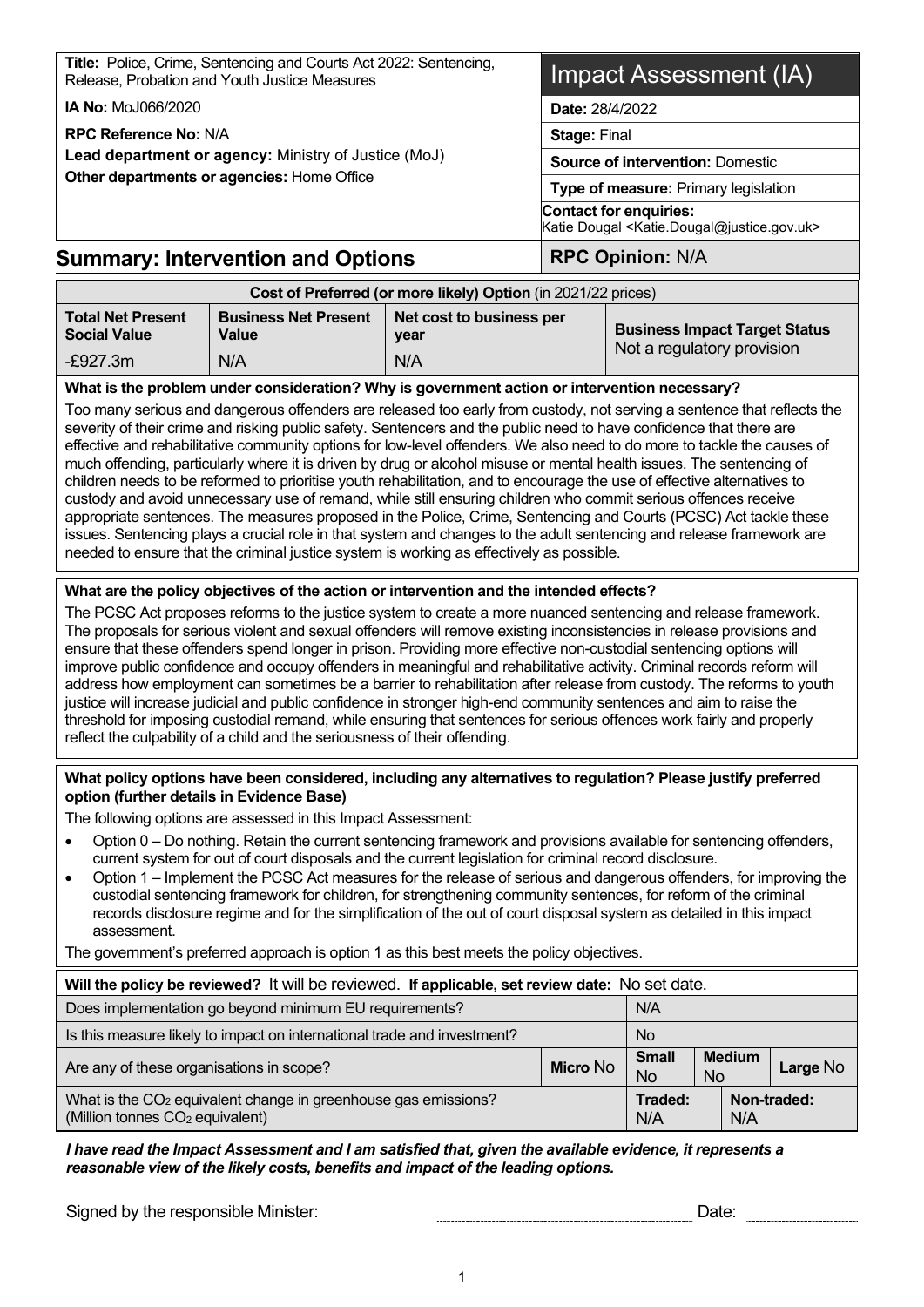| | |
|---|---|
| **Title:** Police, Crime, Sentencing and Courts Act 2022: Sentencing, Release, Probation and Youth Justice Measures | **Impact Assessment (IA)** |
| **IA No:** MoJ066/2020 | **Date:** 28/4/2022 |
| **RPC Reference No:** N/A | **Stage:** Final |
| **Lead department or agency:** Ministry of Justice (MoJ) | **Source of intervention:** Domestic |
| **Other departments or agencies:** Home Office | **Type of measure:** Primary legislation |
| | **Contact for enquiries:** Katie Dougal <Katie.Dougal@justice.gov.uk> |

## Summary: Intervention and Options

**RPC Opinion:** N/A

| **Cost of Preferred (or more likely) Option** (in 2021/22 prices) | | | |
|---|---|---|---|
| **Total Net Present Social Value** | **Business Net Present Value** | **Net cost to business per year** | **Business Impact Target Status** |
| -£927.3m | N/A | N/A | Not a regulatory provision |

**What is the problem under consideration? Why is government action or intervention necessary?**

Too many serious and dangerous offenders are released too early from custody, not serving a sentence that reflects the severity of their crime and risking public safety. Sentencers and the public need to have confidence that there are effective and rehabilitative community options for low-level offenders. We also need to do more to tackle the causes of much offending, particularly where it is driven by drug or alcohol misuse or mental health issues. The sentencing of children needs to be reformed to prioritise youth rehabilitation, and to encourage the use of effective alternatives to custody and avoid unnecessary use of remand, while still ensuring children who commit serious offences receive appropriate sentences. The measures proposed in the Police, Crime, Sentencing and Courts (PCSC) Act tackle these issues. Sentencing plays a crucial role in that system and changes to the adult sentencing and release framework are needed to ensure that the criminal justice system is working as effectively as possible.

**What are the policy objectives of the action or intervention and the intended effects?**

The PCSC Act proposes reforms to the justice system to create a more nuanced sentencing and release framework. The proposals for serious violent and sexual offenders will remove existing inconsistencies in release provisions and ensure that these offenders spend longer in prison. Providing more effective non-custodial sentencing options will improve public confidence and occupy offenders in meaningful and rehabilitative activity. Criminal records reform will address how employment can sometimes be a barrier to rehabilitation after release from custody. The reforms to youth justice will increase judicial and public confidence in stronger high-end community sentences and aim to raise the threshold for imposing custodial remand, while ensuring that sentences for serious offences work fairly and properly reflect the culpability of a child and the seriousness of their offending.

**What policy options have been considered, including any alternatives to regulation? Please justify preferred option (further details in Evidence Base)**

The following options are assessed in this Impact Assessment:

- Option 0 – Do nothing. Retain the current sentencing framework and provisions available for sentencing offenders, current system for out of court disposals and the current legislation for criminal record disclosure.
- Option 1 – Implement the PCSC Act measures for the release of serious and dangerous offenders, for improving the custodial sentencing framework for children, for strengthening community sentences, for reform of the criminal records disclosure regime and for the simplification of the out of court disposal system as detailed in this impact assessment.

The government's preferred approach is option 1 as this best meets the policy objectives.

| **Will the policy be reviewed?** It will be reviewed. **If applicable, set review date:** No set date. | | | | |
|---|---|---|---|---|
| Does implementation go beyond minimum EU requirements? | | N/A | | |
| Is this measure likely to impact on international trade and investment? | | No | | |
| Are any of these organisations in scope? | **Micro** No | **Small** No | **Medium** No | **Large** No |
| What is the $CO_2$ equivalent change in greenhouse gas emissions? (Million tonnes $CO_2$ equivalent) | | **Traded:** N/A | **Non-traded:** N/A | |

***I have read the Impact Assessment and I am satisfied that, given the available evidence, it represents a reasonable view of the likely costs, benefits and impact of the leading options.***

Signed by the responsible Minister: ............................................ Date: ....................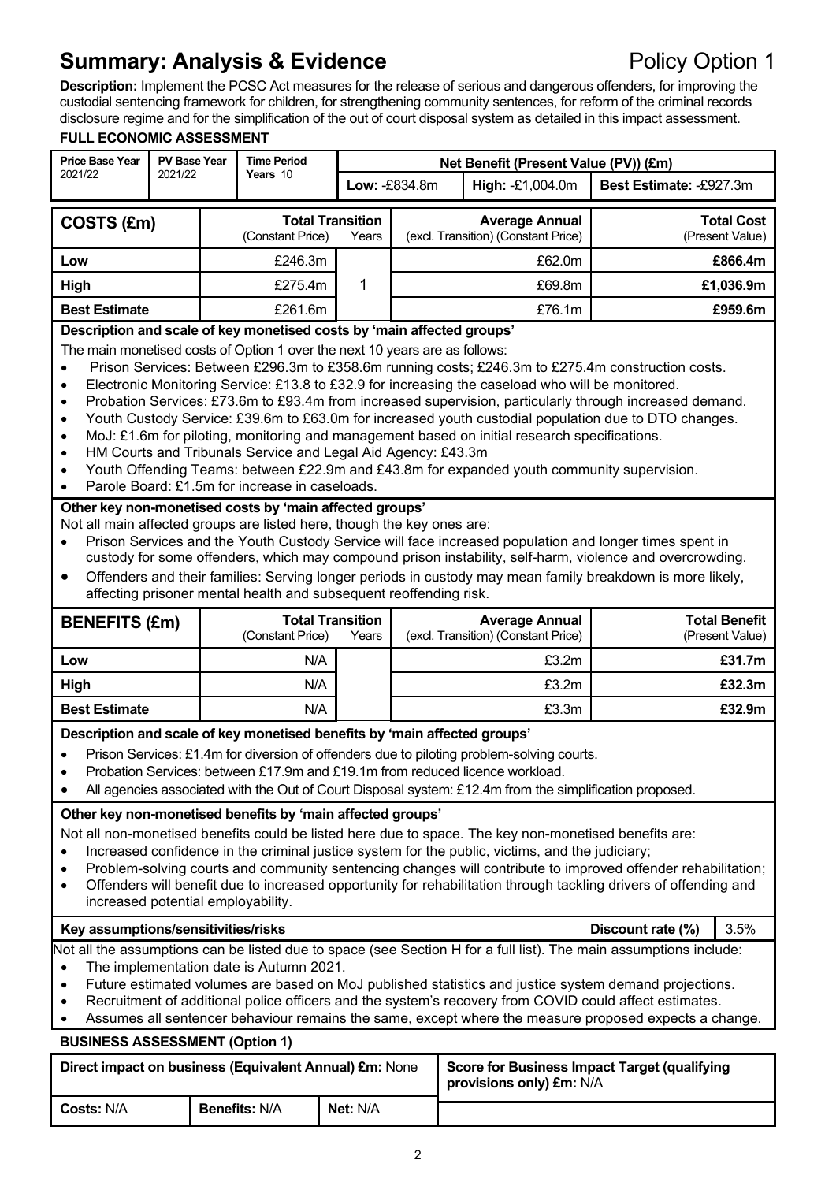# Summary: Analysis & Evidence

Policy Option 1

**Description:** Implement the PCSC Act measures for the release of serious and dangerous offenders, for improving the custodial sentencing framework for children, for strengthening community sentences, for reform of the criminal records disclosure regime and for the simplification of the out of court disposal system as detailed in this impact assessment.

**FULL ECONOMIC ASSESSMENT**

| Price Base Year 2021/22 | PV Base Year 2021/22 | Time Period Years 10 | Net Benefit (Present Value (PV)) (£m) | | |
|---|---|---|---|---|---|
| | | | **Low:** -£834.8m | **High:** -£1,004.0m | **Best Estimate:** -£927.3m |

| COSTS (£m) | Total Transition (Constant Price) | Years | Average Annual (excl. Transition) (Constant Price) | Total Cost (Present Value) |
|---|---|---|---|---|
| **Low** | £246.3m | | £62.0m | **£866.4m** |
| **High** | £275.4m | 1 | £69.8m | **£1,036.9m** |
| **Best Estimate** | £261.6m | | £76.1m | **£959.6m** |

**Description and scale of key monetised costs by 'main affected groups'**

The main monetised costs of Option 1 over the next 10 years are as follows:

- Prison Services: Between £296.3m to £358.6m running costs; £246.3m to £275.4m construction costs.
- Electronic Monitoring Service: £13.8 to £32.9 for increasing the caseload who will be monitored.
- Probation Services: £73.6m to £93.4m from increased supervision, particularly through increased demand.
- Youth Custody Service: £39.6m to £63.0m for increased youth custodial population due to DTO changes.
- MoJ: £1.6m for piloting, monitoring and management based on initial research specifications.
- HM Courts and Tribunals Service and Legal Aid Agency: £43.3m
- Youth Offending Teams: between £22.9m and £43.8m for expanded youth community supervision.
- Parole Board: £1.5m for increase in caseloads.

**Other key non-monetised costs by 'main affected groups'**

Not all main affected groups are listed here, though the key ones are:

- Prison Services and the Youth Custody Service will face increased population and longer times spent in custody for some offenders, which may compound prison instability, self-harm, violence and overcrowding.
- Offenders and their families: Serving longer periods in custody may mean family breakdown is more likely, affecting prisoner mental health and subsequent reoffending risk.

| BENEFITS (£m) | Total Transition (Constant Price) | Years | Average Annual (excl. Transition) (Constant Price) | Total Benefit (Present Value) |
|---|---|---|---|---|
| **Low** | N/A | | £3.2m | **£31.7m** |
| **High** | N/A | | £3.2m | **£32.3m** |
| **Best Estimate** | N/A | | £3.3m | **£32.9m** |

**Description and scale of key monetised benefits by 'main affected groups'**

- Prison Services: £1.4m for diversion of offenders due to piloting problem-solving courts.
- Probation Services: between £17.9m and £19.1m from reduced licence workload.
- All agencies associated with the Out of Court Disposal system: £12.4m from the simplification proposed.

**Other key non-monetised benefits by 'main affected groups'**

Not all non-monetised benefits could be listed here due to space. The key non-monetised benefits are:

- Increased confidence in the criminal justice system for the public, victims, and the judiciary;
- Problem-solving courts and community sentencing changes will contribute to improved offender rehabilitation;
- Offenders will benefit due to increased opportunity for rehabilitation through tackling drivers of offending and increased potential employability.

**Key assumptions/sensitivities/risks** | **Discount rate (%)** 3.5%

Not all the assumptions can be listed due to space (see Section H for a full list). The main assumptions include:

- The implementation date is Autumn 2021.
- Future estimated volumes are based on MoJ published statistics and justice system demand projections.
- Recruitment of additional police officers and the system's recovery from COVID could affect estimates.
- Assumes all sentencer behaviour remains the same, except where the measure proposed expects a change.

**BUSINESS ASSESSMENT (Option 1)**

| Direct impact on business (Equivalent Annual) £m: None | | | Score for Business Impact Target (qualifying provisions only) £m: N/A |
|---|---|---|---|
| **Costs:** N/A | **Benefits:** N/A | **Net:** N/A | |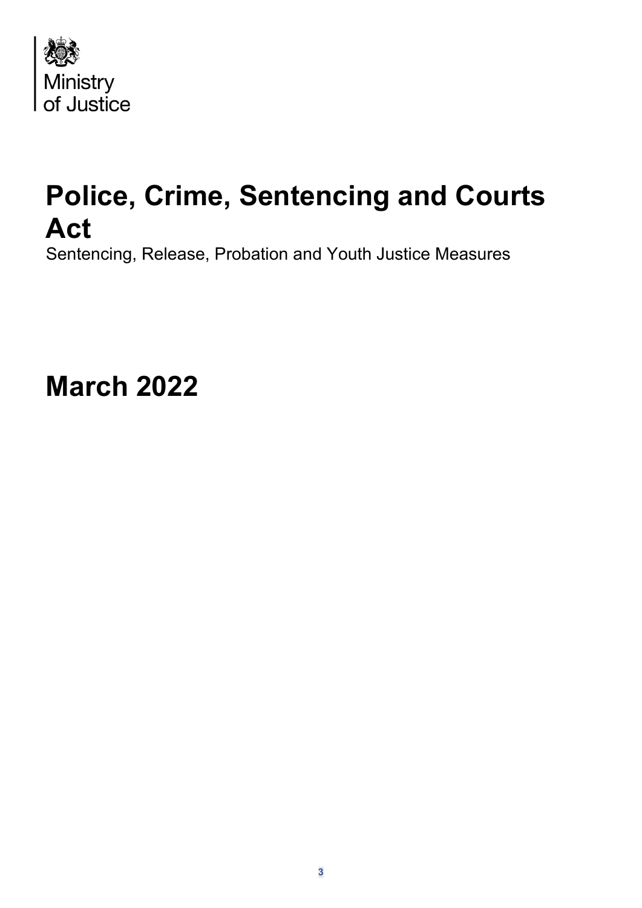Ministry of Justice

# Police, Crime, Sentencing and Courts Act

Sentencing, Release, Probation and Youth Justice Measures

# March 2022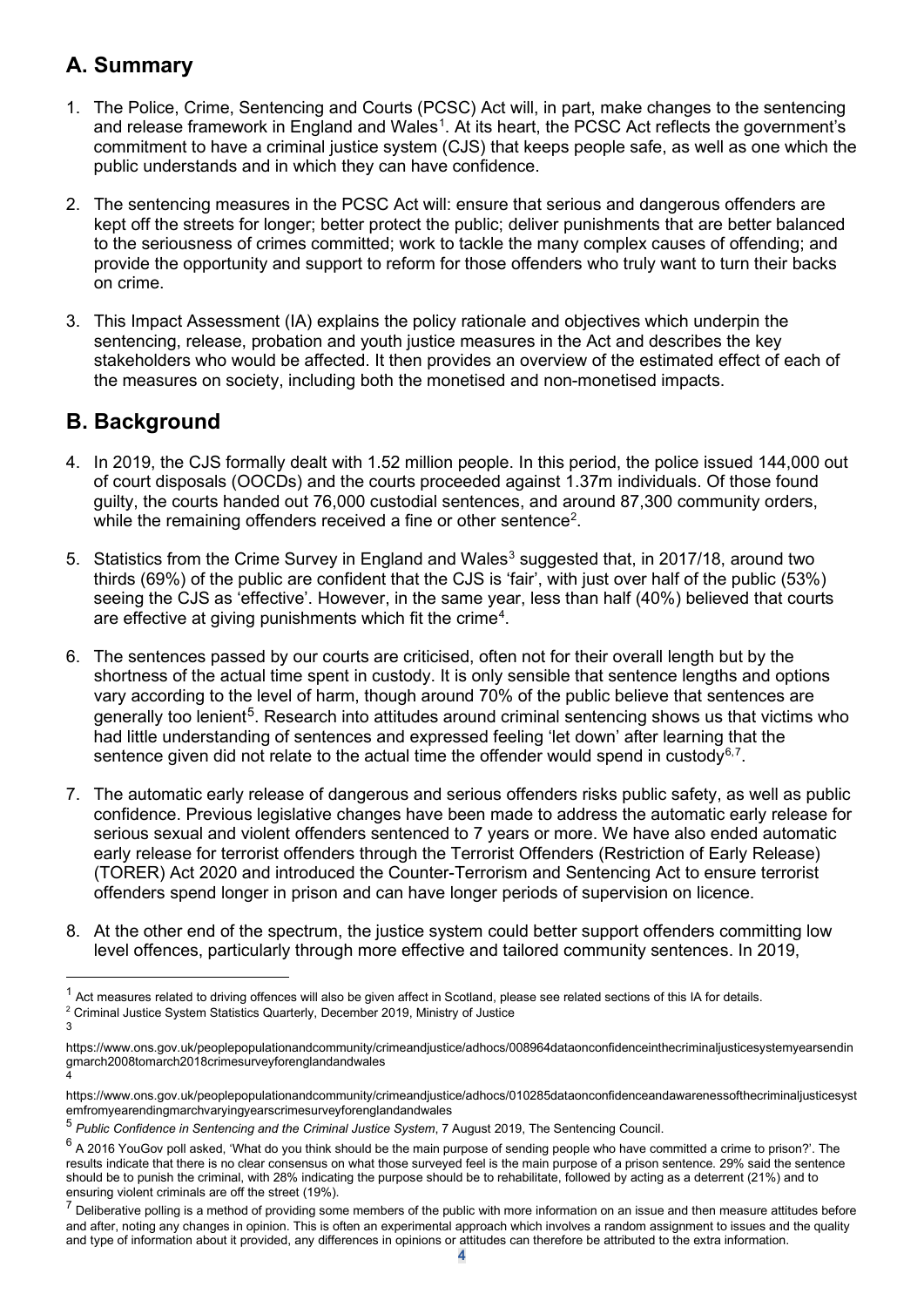## A. Summary

1. The Police, Crime, Sentencing and Courts (PCSC) Act will, in part, make changes to the sentencing and release framework in England and Wales[1]. At its heart, the PCSC Act reflects the government's commitment to have a criminal justice system (CJS) that keeps people safe, as well as one which the public understands and in which they can have confidence.

2. The sentencing measures in the PCSC Act will: ensure that serious and dangerous offenders are kept off the streets for longer; better protect the public; deliver punishments that are better balanced to the seriousness of crimes committed; work to tackle the many complex causes of offending; and provide the opportunity and support to reform for those offenders who truly want to turn their backs on crime.

3. This Impact Assessment (IA) explains the policy rationale and objectives which underpin the sentencing, release, probation and youth justice measures in the Act and describes the key stakeholders who would be affected. It then provides an overview of the estimated effect of each of the measures on society, including both the monetised and non-monetised impacts.

## B. Background

4. In 2019, the CJS formally dealt with 1.52 million people. In this period, the police issued 144,000 out of court disposals (OOCDs) and the courts proceeded against 1.37m individuals. Of those found guilty, the courts handed out 76,000 custodial sentences, and around 87,300 community orders, while the remaining offenders received a fine or other sentence[2].

5. Statistics from the Crime Survey in England and Wales[3] suggested that, in 2017/18, around two thirds (69%) of the public are confident that the CJS is 'fair', with just over half of the public (53%) seeing the CJS as 'effective'. However, in the same year, less than half (40%) believed that courts are effective at giving punishments which fit the crime[4].

6. The sentences passed by our courts are criticised, often not for their overall length but by the shortness of the actual time spent in custody. It is only sensible that sentence lengths and options vary according to the level of harm, though around 70% of the public believe that sentences are generally too lenient[5]. Research into attitudes around criminal sentencing shows us that victims who had little understanding of sentences and expressed feeling 'let down' after learning that the sentence given did not relate to the actual time the offender would spend in custody[6,7].

7. The automatic early release of dangerous and serious offenders risks public safety, as well as public confidence. Previous legislative changes have been made to address the automatic early release for serious sexual and violent offenders sentenced to 7 years or more. We have also ended automatic early release for terrorist offenders through the Terrorist Offenders (Restriction of Early Release) (TORER) Act 2020 and introduced the Counter-Terrorism and Sentencing Act to ensure terrorist offenders spend longer in prison and can have longer periods of supervision on licence.

8. At the other end of the spectrum, the justice system could better support offenders committing low level offences, particularly through more effective and tailored community sentences. In 2019,

---

[1] Act measures related to driving offences will also be given affect in Scotland, please see related sections of this IA for details.

[2] Criminal Justice System Statistics Quarterly, December 2019, Ministry of Justice

[3] https://www.ons.gov.uk/peoplepopulationandcommunity/crimeandjustice/adhocs/008964dataonconfidenceinthecriminaljusticesystemyearsendingmarch2008tomarch2018crimesurveyforenglandandwales

[4] https://www.ons.gov.uk/peoplepopulationandcommunity/crimeandjustice/adhocs/010285dataonconfidenceandawarenessofthecriminaljusticesystemfromyearendingmarchvaryingyearscrimesurveyforenglandandwales

[5] *Public Confidence in Sentencing and the Criminal Justice System*, 7 August 2019, The Sentencing Council.

[6] A 2016 YouGov poll asked, 'What do you think should be the main purpose of sending people who have committed a crime to prison?'. The results indicate that there is no clear consensus on what those surveyed feel is the main purpose of a prison sentence. 29% said the sentence should be to punish the criminal, with 28% indicating the purpose should be to rehabilitate, followed by acting as a deterrent (21%) and to ensuring violent criminals are off the street (19%).

[7] Deliberative polling is a method of providing some members of the public with more information on an issue and then measure attitudes before and after, noting any changes in opinion. This is often an experimental approach which involves a random assignment to issues and the quality and type of information about it provided, any differences in opinions or attitudes can therefore be attributed to the extra information.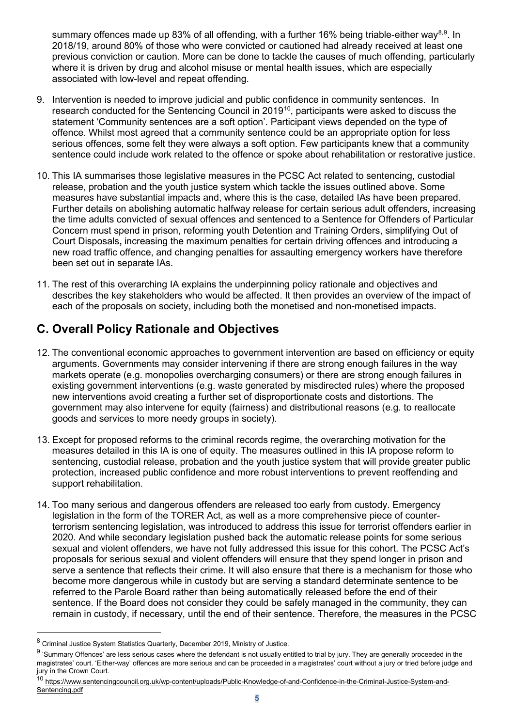summary offences made up 83% of all offending, with a further 16% being triable-either way[8,9]. In 2018/19, around 80% of those who were convicted or cautioned had already received at least one previous conviction or caution. More can be done to tackle the causes of much offending, particularly where it is driven by drug and alcohol misuse or mental health issues, which are especially associated with low-level and repeat offending.

9. Intervention is needed to improve judicial and public confidence in community sentences. In research conducted for the Sentencing Council in 2019[10], participants were asked to discuss the statement 'Community sentences are a soft option'. Participant views depended on the type of offence. Whilst most agreed that a community sentence could be an appropriate option for less serious offences, some felt they were always a soft option. Few participants knew that a community sentence could include work related to the offence or spoke about rehabilitation or restorative justice.

10. This IA summarises those legislative measures in the PCSC Act related to sentencing, custodial release, probation and the youth justice system which tackle the issues outlined above. Some measures have substantial impacts and, where this is the case, detailed IAs have been prepared. Further details on abolishing automatic halfway release for certain serious adult offenders, increasing the time adults convicted of sexual offences and sentenced to a Sentence for Offenders of Particular Concern must spend in prison, reforming youth Detention and Training Orders, simplifying Out of Court Disposals**,** increasing the maximum penalties for certain driving offences and introducing a new road traffic offence, and changing penalties for assaulting emergency workers have therefore been set out in separate IAs.

11. The rest of this overarching IA explains the underpinning policy rationale and objectives and describes the key stakeholders who would be affected. It then provides an overview of the impact of each of the proposals on society, including both the monetised and non-monetised impacts.

## C. Overall Policy Rationale and Objectives

12. The conventional economic approaches to government intervention are based on efficiency or equity arguments. Governments may consider intervening if there are strong enough failures in the way markets operate (e.g. monopolies overcharging consumers) or there are strong enough failures in existing government interventions (e.g. waste generated by misdirected rules) where the proposed new interventions avoid creating a further set of disproportionate costs and distortions. The government may also intervene for equity (fairness) and distributional reasons (e.g. to reallocate goods and services to more needy groups in society).

13. Except for proposed reforms to the criminal records regime, the overarching motivation for the measures detailed in this IA is one of equity. The measures outlined in this IA propose reform to sentencing, custodial release, probation and the youth justice system that will provide greater public protection, increased public confidence and more robust interventions to prevent reoffending and support rehabilitation.

14. Too many serious and dangerous offenders are released too early from custody. Emergency legislation in the form of the TORER Act, as well as a more comprehensive piece of counter-terrorism sentencing legislation, was introduced to address this issue for terrorist offenders earlier in 2020. And while secondary legislation pushed back the automatic release points for some serious sexual and violent offenders, we have not fully addressed this issue for this cohort. The PCSC Act's proposals for serious sexual and violent offenders will ensure that they spend longer in prison and serve a sentence that reflects their crime. It will also ensure that there is a mechanism for those who become more dangerous while in custody but are serving a standard determinate sentence to be referred to the Parole Board rather than being automatically released before the end of their sentence. If the Board does not consider they could be safely managed in the community, they can remain in custody, if necessary, until the end of their sentence. Therefore, the measures in the PCSC

---

[8] Criminal Justice System Statistics Quarterly, December 2019, Ministry of Justice.

[9] 'Summary Offences' are less serious cases where the defendant is not usually entitled to trial by jury. They are generally proceeded in the magistrates' court. 'Either-way' offences are more serious and can be proceeded in a magistrates' court without a jury or tried before judge and jury in the Crown Court.

[10] https://www.sentencingcouncil.org.uk/wp-content/uploads/Public-Knowledge-of-and-Confidence-in-the-Criminal-Justice-System-and-Sentencing.pdf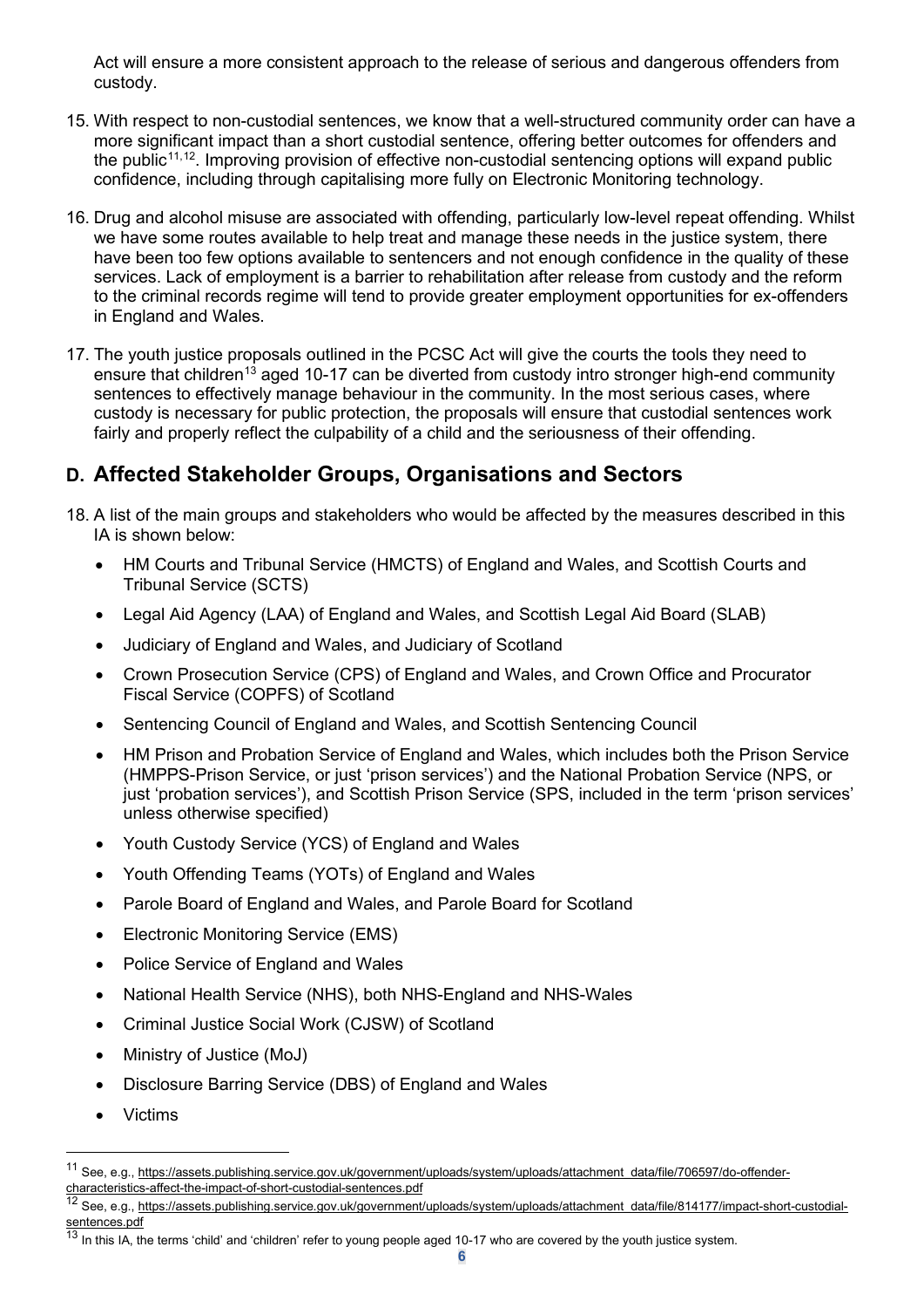Act will ensure a more consistent approach to the release of serious and dangerous offenders from custody.

15. With respect to non-custodial sentences, we know that a well-structured community order can have a more significant impact than a short custodial sentence, offering better outcomes for offenders and the public[11,12]. Improving provision of effective non-custodial sentencing options will expand public confidence, including through capitalising more fully on Electronic Monitoring technology.

16. Drug and alcohol misuse are associated with offending, particularly low-level repeat offending. Whilst we have some routes available to help treat and manage these needs in the justice system, there have been too few options available to sentencers and not enough confidence in the quality of these services. Lack of employment is a barrier to rehabilitation after release from custody and the reform to the criminal records regime will tend to provide greater employment opportunities for ex-offenders in England and Wales.

17. The youth justice proposals outlined in the PCSC Act will give the courts the tools they need to ensure that children[13] aged 10-17 can be diverted from custody intro stronger high-end community sentences to effectively manage behaviour in the community. In the most serious cases, where custody is necessary for public protection, the proposals will ensure that custodial sentences work fairly and properly reflect the culpability of a child and the seriousness of their offending.

## D. Affected Stakeholder Groups, Organisations and Sectors

18. A list of the main groups and stakeholders who would be affected by the measures described in this IA is shown below:
    - HM Courts and Tribunal Service (HMCTS) of England and Wales, and Scottish Courts and Tribunal Service (SCTS)
    - Legal Aid Agency (LAA) of England and Wales, and Scottish Legal Aid Board (SLAB)
    - Judiciary of England and Wales, and Judiciary of Scotland
    - Crown Prosecution Service (CPS) of England and Wales, and Crown Office and Procurator Fiscal Service (COPFS) of Scotland
    - Sentencing Council of England and Wales, and Scottish Sentencing Council
    - HM Prison and Probation Service of England and Wales, which includes both the Prison Service (HMPPS-Prison Service, or just 'prison services') and the National Probation Service (NPS, or just 'probation services'), and Scottish Prison Service (SPS, included in the term 'prison services' unless otherwise specified)
    - Youth Custody Service (YCS) of England and Wales
    - Youth Offending Teams (YOTs) of England and Wales
    - Parole Board of England and Wales, and Parole Board for Scotland
    - Electronic Monitoring Service (EMS)
    - Police Service of England and Wales
    - National Health Service (NHS), both NHS-England and NHS-Wales
    - Criminal Justice Social Work (CJSW) of Scotland
    - Ministry of Justice (MoJ)
    - Disclosure Barring Service (DBS) of England and Wales
    - Victims

---

[11] See, e.g., https://assets.publishing.service.gov.uk/government/uploads/system/uploads/attachment_data/file/706597/do-offender-characteristics-affect-the-impact-of-short-custodial-sentences.pdf

[12] See, e.g., https://assets.publishing.service.gov.uk/government/uploads/system/uploads/attachment_data/file/814177/impact-short-custodial-sentences.pdf

[13] In this IA, the terms 'child' and 'children' refer to young people aged 10-17 who are covered by the youth justice system.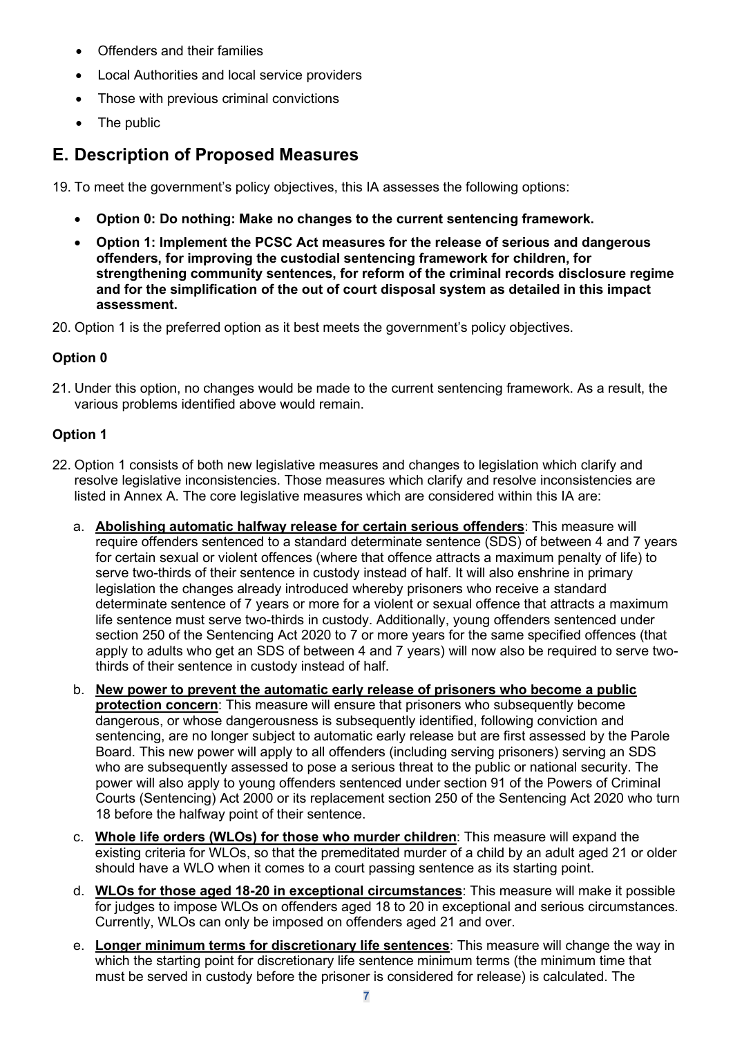- Offenders and their families
- Local Authorities and local service providers
- Those with previous criminal convictions
- The public

## E. Description of Proposed Measures

19. To meet the government's policy objectives, this IA assesses the following options:

    - **Option 0: Do nothing: Make no changes to the current sentencing framework.**
    - **Option 1: Implement the PCSC Act measures for the release of serious and dangerous offenders, for improving the custodial sentencing framework for children, for strengthening community sentences, for reform of the criminal records disclosure regime and for the simplification of the out of court disposal system as detailed in this impact assessment.**

20. Option 1 is the preferred option as it best meets the government's policy objectives.

### Option 0

21. Under this option, no changes would be made to the current sentencing framework. As a result, the various problems identified above would remain.

### Option 1

22. Option 1 consists of both new legislative measures and changes to legislation which clarify and resolve legislative inconsistencies. Those measures which clarify and resolve inconsistencies are listed in Annex A. The core legislative measures which are considered within this IA are:

    a. **Abolishing automatic halfway release for certain serious offenders**: This measure will require offenders sentenced to a standard determinate sentence (SDS) of between 4 and 7 years for certain sexual or violent offences (where that offence attracts a maximum penalty of life) to serve two-thirds of their sentence in custody instead of half. It will also enshrine in primary legislation the changes already introduced whereby prisoners who receive a standard determinate sentence of 7 years or more for a violent or sexual offence that attracts a maximum life sentence must serve two-thirds in custody. Additionally, young offenders sentenced under section 250 of the Sentencing Act 2020 to 7 or more years for the same specified offences (that apply to adults who get an SDS of between 4 and 7 years) will now also be required to serve two-thirds of their sentence in custody instead of half.

    b. **New power to prevent the automatic early release of prisoners who become a public protection concern**: This measure will ensure that prisoners who subsequently become dangerous, or whose dangerousness is subsequently identified, following conviction and sentencing, are no longer subject to automatic early release but are first assessed by the Parole Board. This new power will apply to all offenders (including serving prisoners) serving an SDS who are subsequently assessed to pose a serious threat to the public or national security. The power will also apply to young offenders sentenced under section 91 of the Powers of Criminal Courts (Sentencing) Act 2000 or its replacement section 250 of the Sentencing Act 2020 who turn 18 before the halfway point of their sentence.

    c. **Whole life orders (WLOs) for those who murder children**: This measure will expand the existing criteria for WLOs, so that the premeditated murder of a child by an adult aged 21 or older should have a WLO when it comes to a court passing sentence as its starting point.

    d. **WLOs for those aged 18-20 in exceptional circumstances**: This measure will make it possible for judges to impose WLOs on offenders aged 18 to 20 in exceptional and serious circumstances. Currently, WLOs can only be imposed on offenders aged 21 and over.

    e. **Longer minimum terms for discretionary life sentences**: This measure will change the way in which the starting point for discretionary life sentence minimum terms (the minimum time that must be served in custody before the prisoner is considered for release) is calculated. The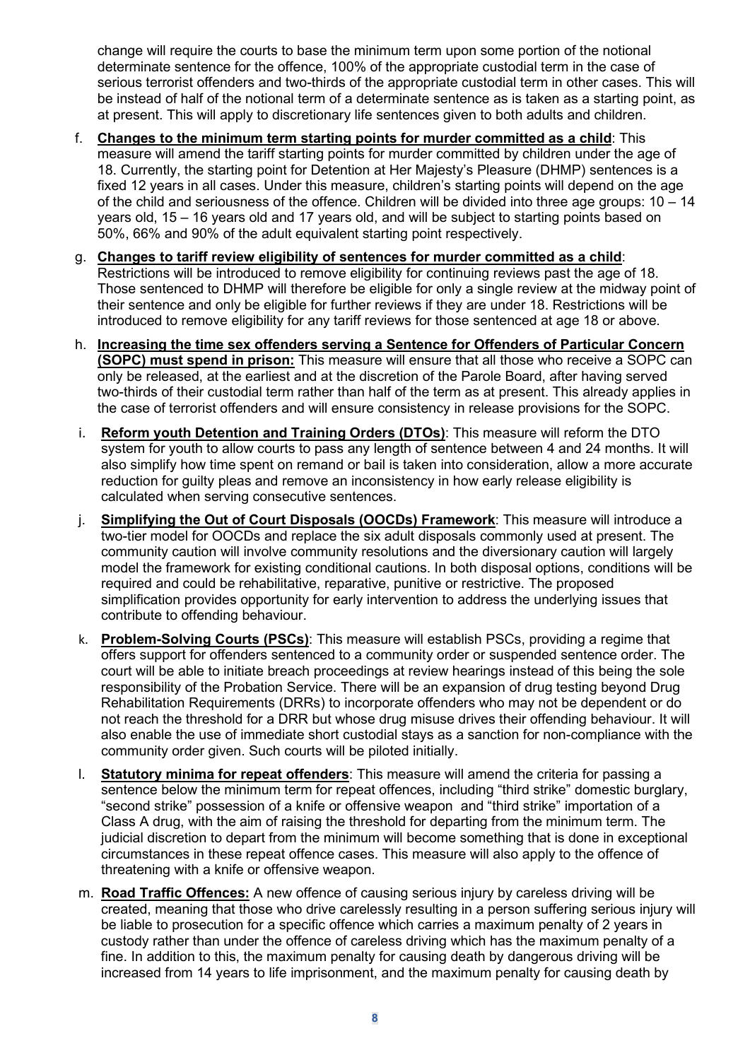change will require the courts to base the minimum term upon some portion of the notional determinate sentence for the offence, 100% of the appropriate custodial term in the case of serious terrorist offenders and two-thirds of the appropriate custodial term in other cases. This will be instead of half of the notional term of a determinate sentence as is taken as a starting point, as at present. This will apply to discretionary life sentences given to both adults and children.

f. **Changes to the minimum term starting points for murder committed as a child**: This measure will amend the tariff starting points for murder committed by children under the age of 18. Currently, the starting point for Detention at Her Majesty's Pleasure (DHMP) sentences is a fixed 12 years in all cases. Under this measure, children's starting points will depend on the age of the child and seriousness of the offence. Children will be divided into three age groups: 10 – 14 years old, 15 – 16 years old and 17 years old, and will be subject to starting points based on 50%, 66% and 90% of the adult equivalent starting point respectively.

g. **Changes to tariff review eligibility of sentences for murder committed as a child**: Restrictions will be introduced to remove eligibility for continuing reviews past the age of 18. Those sentenced to DHMP will therefore be eligible for only a single review at the midway point of their sentence and only be eligible for further reviews if they are under 18. Restrictions will be introduced to remove eligibility for any tariff reviews for those sentenced at age 18 or above.

h. **Increasing the time sex offenders serving a Sentence for Offenders of Particular Concern (SOPC) must spend in prison:** This measure will ensure that all those who receive a SOPC can only be released, at the earliest and at the discretion of the Parole Board, after having served two-thirds of their custodial term rather than half of the term as at present. This already applies in the case of terrorist offenders and will ensure consistency in release provisions for the SOPC.

i. **Reform youth Detention and Training Orders (DTOs)**: This measure will reform the DTO system for youth to allow courts to pass any length of sentence between 4 and 24 months. It will also simplify how time spent on remand or bail is taken into consideration, allow a more accurate reduction for guilty pleas and remove an inconsistency in how early release eligibility is calculated when serving consecutive sentences.

j. **Simplifying the Out of Court Disposals (OOCDs) Framework**: This measure will introduce a two-tier model for OOCDs and replace the six adult disposals commonly used at present. The community caution will involve community resolutions and the diversionary caution will largely model the framework for existing conditional cautions. In both disposal options, conditions will be required and could be rehabilitative, reparative, punitive or restrictive. The proposed simplification provides opportunity for early intervention to address the underlying issues that contribute to offending behaviour.

k. **Problem-Solving Courts (PSCs)**: This measure will establish PSCs, providing a regime that offers support for offenders sentenced to a community order or suspended sentence order. The court will be able to initiate breach proceedings at review hearings instead of this being the sole responsibility of the Probation Service. There will be an expansion of drug testing beyond Drug Rehabilitation Requirements (DRRs) to incorporate offenders who may not be dependent or do not reach the threshold for a DRR but whose drug misuse drives their offending behaviour. It will also enable the use of immediate short custodial stays as a sanction for non-compliance with the community order given. Such courts will be piloted initially.

l. **Statutory minima for repeat offenders**: This measure will amend the criteria for passing a sentence below the minimum term for repeat offences, including "third strike" domestic burglary, "second strike" possession of a knife or offensive weapon and "third strike" importation of a Class A drug, with the aim of raising the threshold for departing from the minimum term. The judicial discretion to depart from the minimum will become something that is done in exceptional circumstances in these repeat offence cases. This measure will also apply to the offence of threatening with a knife or offensive weapon.

m. **Road Traffic Offences:** A new offence of causing serious injury by careless driving will be created, meaning that those who drive carelessly resulting in a person suffering serious injury will be liable to prosecution for a specific offence which carries a maximum penalty of 2 years in custody rather than under the offence of careless driving which has the maximum penalty of a fine. In addition to this, the maximum penalty for causing death by dangerous driving will be increased from 14 years to life imprisonment, and the maximum penalty for causing death by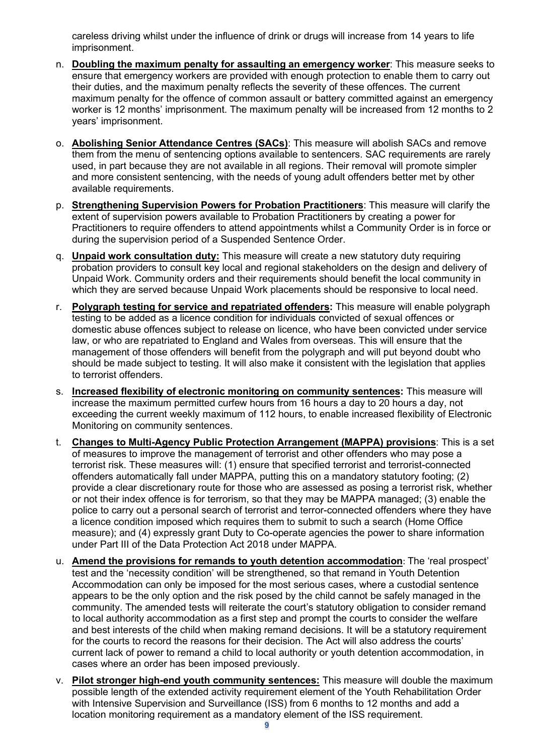careless driving whilst under the influence of drink or drugs will increase from 14 years to life imprisonment.

n. **Doubling the maximum penalty for assaulting an emergency worker**: This measure seeks to ensure that emergency workers are provided with enough protection to enable them to carry out their duties, and the maximum penalty reflects the severity of these offences. The current maximum penalty for the offence of common assault or battery committed against an emergency worker is 12 months' imprisonment. The maximum penalty will be increased from 12 months to 2 years' imprisonment.

o. **Abolishing Senior Attendance Centres (SACs)**: This measure will abolish SACs and remove them from the menu of sentencing options available to sentencers. SAC requirements are rarely used, in part because they are not available in all regions. Their removal will promote simpler and more consistent sentencing, with the needs of young adult offenders better met by other available requirements.

p. **Strengthening Supervision Powers for Probation Practitioners**: This measure will clarify the extent of supervision powers available to Probation Practitioners by creating a power for Practitioners to require offenders to attend appointments whilst a Community Order is in force or during the supervision period of a Suspended Sentence Order.

q. **Unpaid work consultation duty:** This measure will create a new statutory duty requiring probation providers to consult key local and regional stakeholders on the design and delivery of Unpaid Work. Community orders and their requirements should benefit the local community in which they are served because Unpaid Work placements should be responsive to local need.

r. **Polygraph testing for service and repatriated offenders:** This measure will enable polygraph testing to be added as a licence condition for individuals convicted of sexual offences or domestic abuse offences subject to release on licence, who have been convicted under service law, or who are repatriated to England and Wales from overseas. This will ensure that the management of those offenders will benefit from the polygraph and will put beyond doubt who should be made subject to testing. It will also make it consistent with the legislation that applies to terrorist offenders.

s. **Increased flexibility of electronic monitoring on community sentences:** This measure will increase the maximum permitted curfew hours from 16 hours a day to 20 hours a day, not exceeding the current weekly maximum of 112 hours, to enable increased flexibility of Electronic Monitoring on community sentences.

t. **Changes to Multi-Agency Public Protection Arrangement (MAPPA) provisions**: This is a set of measures to improve the management of terrorist and other offenders who may pose a terrorist risk. These measures will: (1) ensure that specified terrorist and terrorist-connected offenders automatically fall under MAPPA, putting this on a mandatory statutory footing; (2) provide a clear discretionary route for those who are assessed as posing a terrorist risk, whether or not their index offence is for terrorism, so that they may be MAPPA managed; (3) enable the police to carry out a personal search of terrorist and terror-connected offenders where they have a licence condition imposed which requires them to submit to such a search (Home Office measure); and (4) expressly grant Duty to Co-operate agencies the power to share information under Part III of the Data Protection Act 2018 under MAPPA.

u. **Amend the provisions for remands to youth detention accommodation**: The 'real prospect' test and the 'necessity condition' will be strengthened, so that remand in Youth Detention Accommodation can only be imposed for the most serious cases, where a custodial sentence appears to be the only option and the risk posed by the child cannot be safely managed in the community. The amended tests will reiterate the court's statutory obligation to consider remand to local authority accommodation as a first step and prompt the courts to consider the welfare and best interests of the child when making remand decisions. It will be a statutory requirement for the courts to record the reasons for their decision. The Act will also address the courts' current lack of power to remand a child to local authority or youth detention accommodation, in cases where an order has been imposed previously.

v. **Pilot stronger high-end youth community sentences:** This measure will double the maximum possible length of the extended activity requirement element of the Youth Rehabilitation Order with Intensive Supervision and Surveillance (ISS) from 6 months to 12 months and add a location monitoring requirement as a mandatory element of the ISS requirement.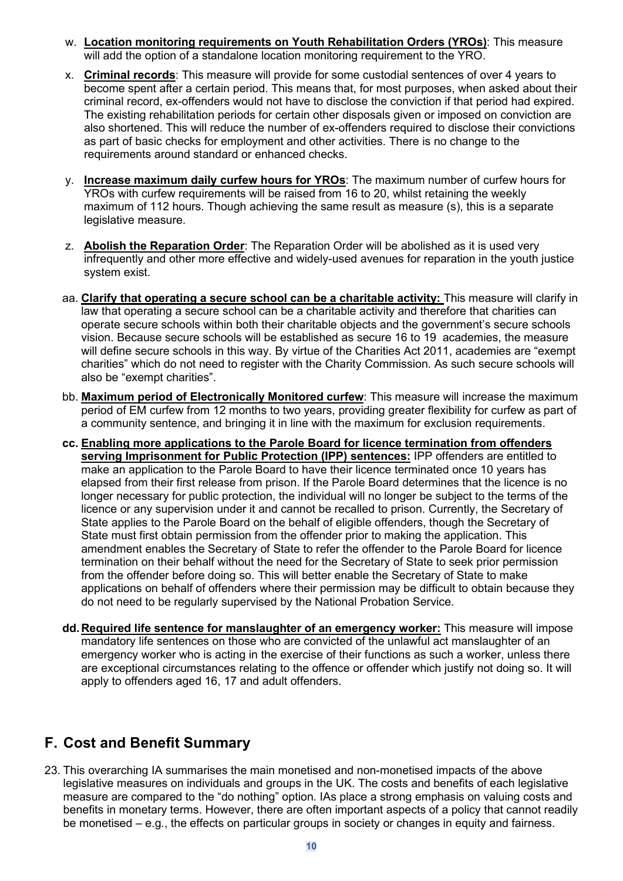w. **Location monitoring requirements on Youth Rehabilitation Orders (YROs)**: This measure will add the option of a standalone location monitoring requirement to the YRO.

x. **Criminal records**: This measure will provide for some custodial sentences of over 4 years to become spent after a certain period. This means that, for most purposes, when asked about their criminal record, ex-offenders would not have to disclose the conviction if that period had expired. The existing rehabilitation periods for certain other disposals given or imposed on conviction are also shortened. This will reduce the number of ex-offenders required to disclose their convictions as part of basic checks for employment and other activities. There is no change to the requirements around standard or enhanced checks.

y. **Increase maximum daily curfew hours for YROs**: The maximum number of curfew hours for YROs with curfew requirements will be raised from 16 to 20, whilst retaining the weekly maximum of 112 hours. Though achieving the same result as measure (s), this is a separate legislative measure.

z. **Abolish the Reparation Order**: The Reparation Order will be abolished as it is used very infrequently and other more effective and widely-used avenues for reparation in the youth justice system exist.

aa. **Clarify that operating a secure school can be a charitable activity:** This measure will clarify in law that operating a secure school can be a charitable activity and therefore that charities can operate secure schools within both their charitable objects and the government's secure schools vision. Because secure schools will be established as secure 16 to 19 academies, the measure will define secure schools in this way. By virtue of the Charities Act 2011, academies are "exempt charities" which do not need to register with the Charity Commission. As such secure schools will also be "exempt charities".

bb. **Maximum period of Electronically Monitored curfew**: This measure will increase the maximum period of EM curfew from 12 months to two years, providing greater flexibility for curfew as part of a community sentence, and bringing it in line with the maximum for exclusion requirements.

**cc. Enabling more applications to the Parole Board for licence termination from offenders serving Imprisonment for Public Protection (IPP) sentences:** IPP offenders are entitled to make an application to the Parole Board to have their licence terminated once 10 years has elapsed from their first release from prison. If the Parole Board determines that the licence is no longer necessary for public protection, the individual will no longer be subject to the terms of the licence or any supervision under it and cannot be recalled to prison. Currently, the Secretary of State applies to the Parole Board on the behalf of eligible offenders, though the Secretary of State must first obtain permission from the offender prior to making the application. This amendment enables the Secretary of State to refer the offender to the Parole Board for licence termination on their behalf without the need for the Secretary of State to seek prior permission from the offender before doing so. This will better enable the Secretary of State to make applications on behalf of offenders where their permission may be difficult to obtain because they do not need to be regularly supervised by the National Probation Service.

**dd. Required life sentence for manslaughter of an emergency worker:** This measure will impose mandatory life sentences on those who are convicted of the unlawful act manslaughter of an emergency worker who is acting in the exercise of their functions as such a worker, unless there are exceptional circumstances relating to the offence or offender which justify not doing so. It will apply to offenders aged 16, 17 and adult offenders.

## F. Cost and Benefit Summary

23. This overarching IA summarises the main monetised and non-monetised impacts of the above legislative measures on individuals and groups in the UK. The costs and benefits of each legislative measure are compared to the "do nothing" option. IAs place a strong emphasis on valuing costs and benefits in monetary terms. However, there are often important aspects of a policy that cannot readily be monetised – e.g., the effects on particular groups in society or changes in equity and fairness.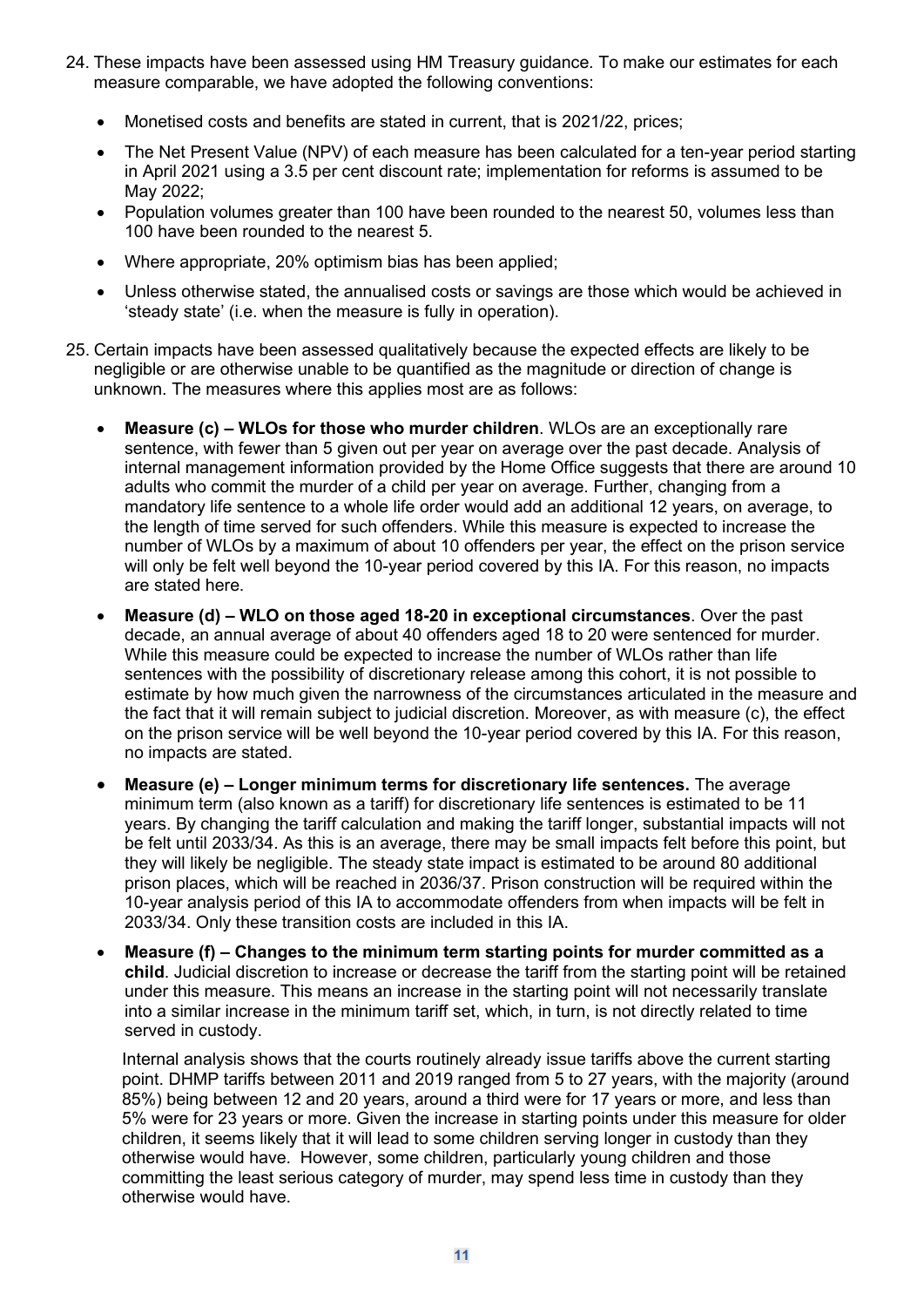24. These impacts have been assessed using HM Treasury guidance. To make our estimates for each measure comparable, we have adopted the following conventions:

    - Monetised costs and benefits are stated in current, that is 2021/22, prices;
    - The Net Present Value (NPV) of each measure has been calculated for a ten-year period starting in April 2021 using a 3.5 per cent discount rate; implementation for reforms is assumed to be May 2022;
    - Population volumes greater than 100 have been rounded to the nearest 50, volumes less than 100 have been rounded to the nearest 5.
    - Where appropriate, 20% optimism bias has been applied;
    - Unless otherwise stated, the annualised costs or savings are those which would be achieved in 'steady state' (i.e. when the measure is fully in operation).

25. Certain impacts have been assessed qualitatively because the expected effects are likely to be negligible or are otherwise unable to be quantified as the magnitude or direction of change is unknown. The measures where this applies most are as follows:

    - **Measure (c) – WLOs for those who murder children**. WLOs are an exceptionally rare sentence, with fewer than 5 given out per year on average over the past decade. Analysis of internal management information provided by the Home Office suggests that there are around 10 adults who commit the murder of a child per year on average. Further, changing from a mandatory life sentence to a whole life order would add an additional 12 years, on average, to the length of time served for such offenders. While this measure is expected to increase the number of WLOs by a maximum of about 10 offenders per year, the effect on the prison service will only be felt well beyond the 10-year period covered by this IA. For this reason, no impacts are stated here.
    - **Measure (d) – WLO on those aged 18-20 in exceptional circumstances**. Over the past decade, an annual average of about 40 offenders aged 18 to 20 were sentenced for murder. While this measure could be expected to increase the number of WLOs rather than life sentences with the possibility of discretionary release among this cohort, it is not possible to estimate by how much given the narrowness of the circumstances articulated in the measure and the fact that it will remain subject to judicial discretion. Moreover, as with measure (c), the effect on the prison service will be well beyond the 10-year period covered by this IA. For this reason, no impacts are stated.
    - **Measure (e) – Longer minimum terms for discretionary life sentences.** The average minimum term (also known as a tariff) for discretionary life sentences is estimated to be 11 years. By changing the tariff calculation and making the tariff longer, substantial impacts will not be felt until 2033/34. As this is an average, there may be small impacts felt before this point, but they will likely be negligible. The steady state impact is estimated to be around 80 additional prison places, which will be reached in 2036/37. Prison construction will be required within the 10-year analysis period of this IA to accommodate offenders from when impacts will be felt in 2033/34. Only these transition costs are included in this IA.
    - **Measure (f) – Changes to the minimum term starting points for murder committed as a child**. Judicial discretion to increase or decrease the tariff from the starting point will be retained under this measure. This means an increase in the starting point will not necessarily translate into a similar increase in the minimum tariff set, which, in turn, is not directly related to time served in custody.

      Internal analysis shows that the courts routinely already issue tariffs above the current starting point. DHMP tariffs between 2011 and 2019 ranged from 5 to 27 years, with the majority (around 85%) being between 12 and 20 years, around a third were for 17 years or more, and less than 5% were for 23 years or more. Given the increase in starting points under this measure for older children, it seems likely that it will lead to some children serving longer in custody than they otherwise would have. However, some children, particularly young children and those committing the least serious category of murder, may spend less time in custody than they otherwise would have.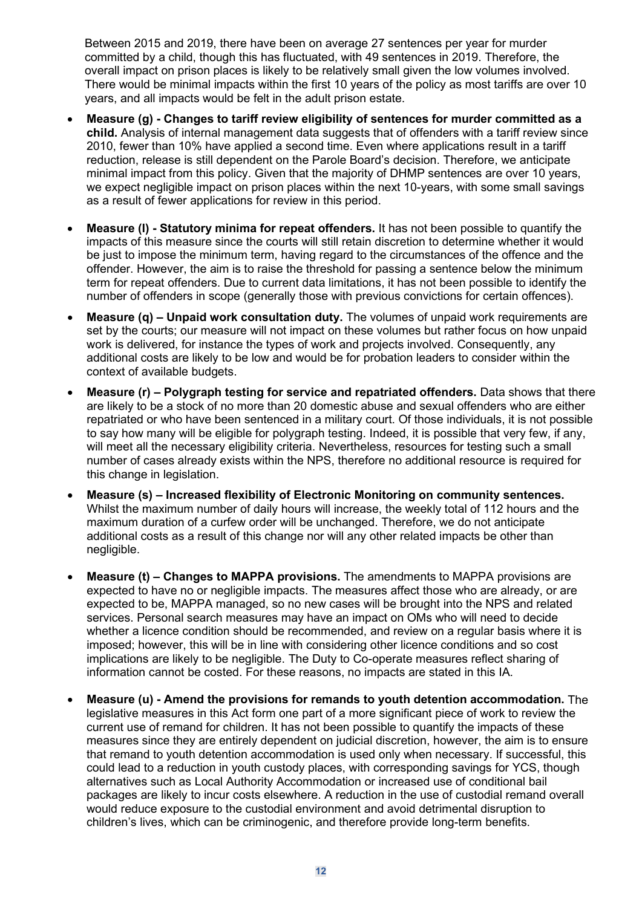Between 2015 and 2019, there have been on average 27 sentences per year for murder committed by a child, though this has fluctuated, with 49 sentences in 2019. Therefore, the overall impact on prison places is likely to be relatively small given the low volumes involved. There would be minimal impacts within the first 10 years of the policy as most tariffs are over 10 years, and all impacts would be felt in the adult prison estate.

- **Measure (g) - Changes to tariff review eligibility of sentences for murder committed as a child.** Analysis of internal management data suggests that of offenders with a tariff review since 2010, fewer than 10% have applied a second time. Even where applications result in a tariff reduction, release is still dependent on the Parole Board's decision. Therefore, we anticipate minimal impact from this policy. Given that the majority of DHMP sentences are over 10 years, we expect negligible impact on prison places within the next 10-years, with some small savings as a result of fewer applications for review in this period.

- **Measure (l) - Statutory minima for repeat offenders.** It has not been possible to quantify the impacts of this measure since the courts will still retain discretion to determine whether it would be just to impose the minimum term, having regard to the circumstances of the offence and the offender. However, the aim is to raise the threshold for passing a sentence below the minimum term for repeat offenders. Due to current data limitations, it has not been possible to identify the number of offenders in scope (generally those with previous convictions for certain offences).

- **Measure (q) – Unpaid work consultation duty.** The volumes of unpaid work requirements are set by the courts; our measure will not impact on these volumes but rather focus on how unpaid work is delivered, for instance the types of work and projects involved. Consequently, any additional costs are likely to be low and would be for probation leaders to consider within the context of available budgets.

- **Measure (r) – Polygraph testing for service and repatriated offenders.** Data shows that there are likely to be a stock of no more than 20 domestic abuse and sexual offenders who are either repatriated or who have been sentenced in a military court. Of those individuals, it is not possible to say how many will be eligible for polygraph testing. Indeed, it is possible that very few, if any, will meet all the necessary eligibility criteria. Nevertheless, resources for testing such a small number of cases already exists within the NPS, therefore no additional resource is required for this change in legislation.

- **Measure (s) – Increased flexibility of Electronic Monitoring on community sentences.** Whilst the maximum number of daily hours will increase, the weekly total of 112 hours and the maximum duration of a curfew order will be unchanged. Therefore, we do not anticipate additional costs as a result of this change nor will any other related impacts be other than negligible.

- **Measure (t) – Changes to MAPPA provisions.** The amendments to MAPPA provisions are expected to have no or negligible impacts. The measures affect those who are already, or are expected to be, MAPPA managed, so no new cases will be brought into the NPS and related services. Personal search measures may have an impact on OMs who will need to decide whether a licence condition should be recommended, and review on a regular basis where it is imposed; however, this will be in line with considering other licence conditions and so cost implications are likely to be negligible. The Duty to Co-operate measures reflect sharing of information cannot be costed. For these reasons, no impacts are stated in this IA.

- **Measure (u) - Amend the provisions for remands to youth detention accommodation.** The legislative measures in this Act form one part of a more significant piece of work to review the current use of remand for children. It has not been possible to quantify the impacts of these measures since they are entirely dependent on judicial discretion, however, the aim is to ensure that remand to youth detention accommodation is used only when necessary. If successful, this could lead to a reduction in youth custody places, with corresponding savings for YCS, though alternatives such as Local Authority Accommodation or increased use of conditional bail packages are likely to incur costs elsewhere. A reduction in the use of custodial remand overall would reduce exposure to the custodial environment and avoid detrimental disruption to children's lives, which can be criminogenic, and therefore provide long-term benefits.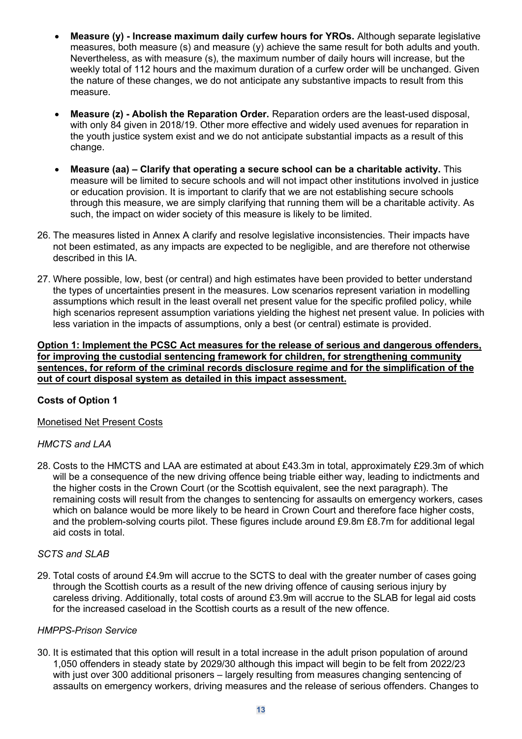- **Measure (y) - Increase maximum daily curfew hours for YROs.** Although separate legislative measures, both measure (s) and measure (y) achieve the same result for both adults and youth. Nevertheless, as with measure (s), the maximum number of daily hours will increase, but the weekly total of 112 hours and the maximum duration of a curfew order will be unchanged. Given the nature of these changes, we do not anticipate any substantive impacts to result from this measure.

- **Measure (z) - Abolish the Reparation Order.** Reparation orders are the least-used disposal, with only 84 given in 2018/19. Other more effective and widely used avenues for reparation in the youth justice system exist and we do not anticipate substantial impacts as a result of this change.

- **Measure (aa) – Clarify that operating a secure school can be a charitable activity.** This measure will be limited to secure schools and will not impact other institutions involved in justice or education provision. It is important to clarify that we are not establishing secure schools through this measure, we are simply clarifying that running them will be a charitable activity. As such, the impact on wider society of this measure is likely to be limited.

26. The measures listed in Annex A clarify and resolve legislative inconsistencies. Their impacts have not been estimated, as any impacts are expected to be negligible, and are therefore not otherwise described in this IA.

27. Where possible, low, best (or central) and high estimates have been provided to better understand the types of uncertainties present in the measures. Low scenarios represent variation in modelling assumptions which result in the least overall net present value for the specific profiled policy, while high scenarios represent assumption variations yielding the highest net present value. In policies with less variation in the impacts of assumptions, only a best (or central) estimate is provided.

**Option 1: Implement the PCSC Act measures for the release of serious and dangerous offenders, for improving the custodial sentencing framework for children, for strengthening community sentences, for reform of the criminal records disclosure regime and for the simplification of the out of court disposal system as detailed in this impact assessment.**

**Costs of Option 1**

Monetised Net Present Costs

*HMCTS and LAA*

28. Costs to the HMCTS and LAA are estimated at about £43.3m in total, approximately £29.3m of which will be a consequence of the new driving offence being triable either way, leading to indictments and the higher costs in the Crown Court (or the Scottish equivalent, see the next paragraph). The remaining costs will result from the changes to sentencing for assaults on emergency workers, cases which on balance would be more likely to be heard in Crown Court and therefore face higher costs, and the problem-solving courts pilot. These figures include around £9.8m £8.7m for additional legal aid costs in total.

*SCTS and SLAB*

29. Total costs of around £4.9m will accrue to the SCTS to deal with the greater number of cases going through the Scottish courts as a result of the new driving offence of causing serious injury by careless driving. Additionally, total costs of around £3.9m will accrue to the SLAB for legal aid costs for the increased caseload in the Scottish courts as a result of the new offence.

*HMPPS-Prison Service*

30. It is estimated that this option will result in a total increase in the adult prison population of around 1,050 offenders in steady state by 2029/30 although this impact will begin to be felt from 2022/23 with just over 300 additional prisoners – largely resulting from measures changing sentencing of assaults on emergency workers, driving measures and the release of serious offenders. Changes to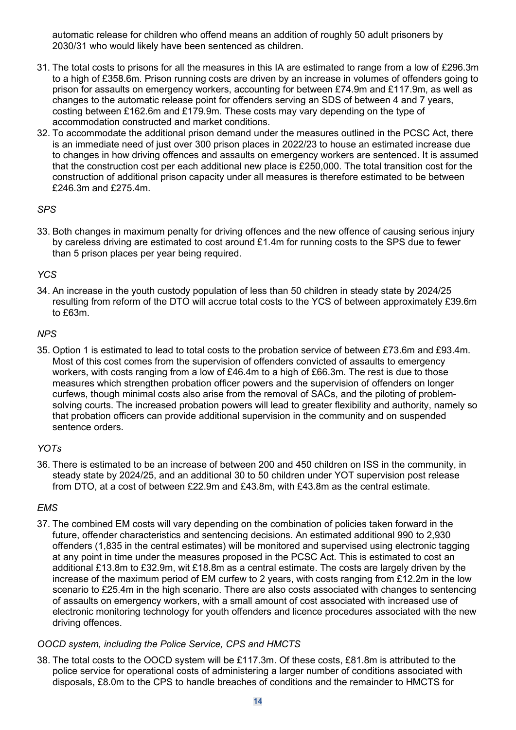automatic release for children who offend means an addition of roughly 50 adult prisoners by 2030/31 who would likely have been sentenced as children.

31. The total costs to prisons for all the measures in this IA are estimated to range from a low of £296.3m to a high of £358.6m. Prison running costs are driven by an increase in volumes of offenders going to prison for assaults on emergency workers, accounting for between £74.9m and £117.9m, as well as changes to the automatic release point for offenders serving an SDS of between 4 and 7 years, costing between £162.6m and £179.9m. These costs may vary depending on the type of accommodation constructed and market conditions.
32. To accommodate the additional prison demand under the measures outlined in the PCSC Act, there is an immediate need of just over 300 prison places in 2022/23 to house an estimated increase due to changes in how driving offences and assaults on emergency workers are sentenced. It is assumed that the construction cost per each additional new place is £250,000. The total transition cost for the construction of additional prison capacity under all measures is therefore estimated to be between £246.3m and £275.4m.

*SPS*

33. Both changes in maximum penalty for driving offences and the new offence of causing serious injury by careless driving are estimated to cost around £1.4m for running costs to the SPS due to fewer than 5 prison places per year being required.

*YCS*

34. An increase in the youth custody population of less than 50 children in steady state by 2024/25 resulting from reform of the DTO will accrue total costs to the YCS of between approximately £39.6m to £63m.

*NPS*

35. Option 1 is estimated to lead to total costs to the probation service of between £73.6m and £93.4m. Most of this cost comes from the supervision of offenders convicted of assaults to emergency workers, with costs ranging from a low of £46.4m to a high of £66.3m. The rest is due to those measures which strengthen probation officer powers and the supervision of offenders on longer curfews, though minimal costs also arise from the removal of SACs, and the piloting of problem-solving courts. The increased probation powers will lead to greater flexibility and authority, namely so that probation officers can provide additional supervision in the community and on suspended sentence orders.

*YOTs*

36. There is estimated to be an increase of between 200 and 450 children on ISS in the community, in steady state by 2024/25, and an additional 30 to 50 children under YOT supervision post release from DTO, at a cost of between £22.9m and £43.8m, with £43.8m as the central estimate.

*EMS*

37. The combined EM costs will vary depending on the combination of policies taken forward in the future, offender characteristics and sentencing decisions. An estimated additional 990 to 2,930 offenders (1,835 in the central estimates) will be monitored and supervised using electronic tagging at any point in time under the measures proposed in the PCSC Act. This is estimated to cost an additional £13.8m to £32.9m, wit £18.8m as a central estimate. The costs are largely driven by the increase of the maximum period of EM curfew to 2 years, with costs ranging from £12.2m in the low scenario to £25.4m in the high scenario. There are also costs associated with changes to sentencing of assaults on emergency workers, with a small amount of cost associated with increased use of electronic monitoring technology for youth offenders and licence procedures associated with the new driving offences.

*OOCD system, including the Police Service, CPS and HMCTS*

38. The total costs to the OOCD system will be £117.3m. Of these costs, £81.8m is attributed to the police service for operational costs of administering a larger number of conditions associated with disposals, £8.0m to the CPS to handle breaches of conditions and the remainder to HMCTS for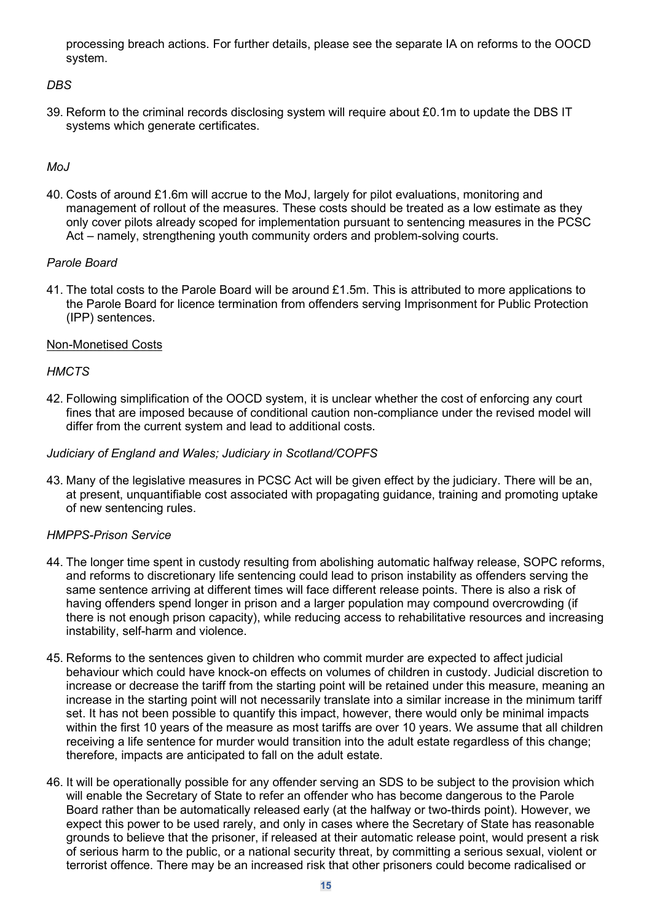processing breach actions. For further details, please see the separate IA on reforms to the OOCD system.

*DBS*

39. Reform to the criminal records disclosing system will require about £0.1m to update the DBS IT systems which generate certificates.

*MoJ*

40. Costs of around £1.6m will accrue to the MoJ, largely for pilot evaluations, monitoring and management of rollout of the measures. These costs should be treated as a low estimate as they only cover pilots already scoped for implementation pursuant to sentencing measures in the PCSC Act – namely, strengthening youth community orders and problem-solving courts.

*Parole Board*

41. The total costs to the Parole Board will be around £1.5m. This is attributed to more applications to the Parole Board for licence termination from offenders serving Imprisonment for Public Protection (IPP) sentences.

Non-Monetised Costs

*HMCTS*

42. Following simplification of the OOCD system, it is unclear whether the cost of enforcing any court fines that are imposed because of conditional caution non-compliance under the revised model will differ from the current system and lead to additional costs.

*Judiciary of England and Wales; Judiciary in Scotland/COPFS*

43. Many of the legislative measures in PCSC Act will be given effect by the judiciary. There will be an, at present, unquantifiable cost associated with propagating guidance, training and promoting uptake of new sentencing rules.

*HMPPS-Prison Service*

44. The longer time spent in custody resulting from abolishing automatic halfway release, SOPC reforms, and reforms to discretionary life sentencing could lead to prison instability as offenders serving the same sentence arriving at different times will face different release points. There is also a risk of having offenders spend longer in prison and a larger population may compound overcrowding (if there is not enough prison capacity), while reducing access to rehabilitative resources and increasing instability, self-harm and violence.

45. Reforms to the sentences given to children who commit murder are expected to affect judicial behaviour which could have knock-on effects on volumes of children in custody. Judicial discretion to increase or decrease the tariff from the starting point will be retained under this measure, meaning an increase in the starting point will not necessarily translate into a similar increase in the minimum tariff set. It has not been possible to quantify this impact, however, there would only be minimal impacts within the first 10 years of the measure as most tariffs are over 10 years. We assume that all children receiving a life sentence for murder would transition into the adult estate regardless of this change; therefore, impacts are anticipated to fall on the adult estate.

46. It will be operationally possible for any offender serving an SDS to be subject to the provision which will enable the Secretary of State to refer an offender who has become dangerous to the Parole Board rather than be automatically released early (at the halfway or two-thirds point). However, we expect this power to be used rarely, and only in cases where the Secretary of State has reasonable grounds to believe that the prisoner, if released at their automatic release point, would present a risk of serious harm to the public, or a national security threat, by committing a serious sexual, violent or terrorist offence. There may be an increased risk that other prisoners could become radicalised or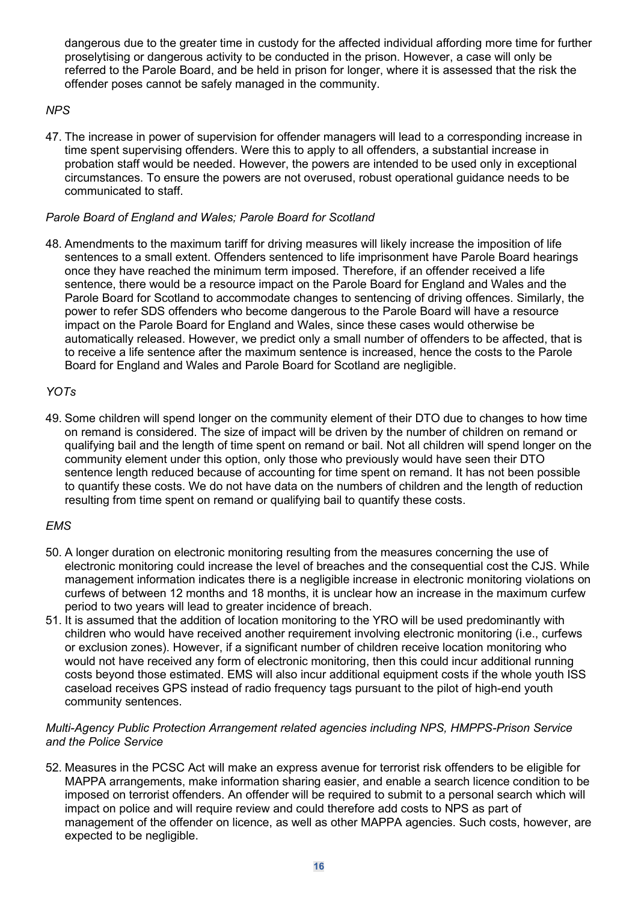dangerous due to the greater time in custody for the affected individual affording more time for further proselytising or dangerous activity to be conducted in the prison. However, a case will only be referred to the Parole Board, and be held in prison for longer, where it is assessed that the risk the offender poses cannot be safely managed in the community.

*NPS*

47. The increase in power of supervision for offender managers will lead to a corresponding increase in time spent supervising offenders. Were this to apply to all offenders, a substantial increase in probation staff would be needed. However, the powers are intended to be used only in exceptional circumstances. To ensure the powers are not overused, robust operational guidance needs to be communicated to staff.

*Parole Board of England and Wales; Parole Board for Scotland*

48. Amendments to the maximum tariff for driving measures will likely increase the imposition of life sentences to a small extent. Offenders sentenced to life imprisonment have Parole Board hearings once they have reached the minimum term imposed. Therefore, if an offender received a life sentence, there would be a resource impact on the Parole Board for England and Wales and the Parole Board for Scotland to accommodate changes to sentencing of driving offences. Similarly, the power to refer SDS offenders who become dangerous to the Parole Board will have a resource impact on the Parole Board for England and Wales, since these cases would otherwise be automatically released. However, we predict only a small number of offenders to be affected, that is to receive a life sentence after the maximum sentence is increased, hence the costs to the Parole Board for England and Wales and Parole Board for Scotland are negligible.

*YOTs*

49. Some children will spend longer on the community element of their DTO due to changes to how time on remand is considered. The size of impact will be driven by the number of children on remand or qualifying bail and the length of time spent on remand or bail. Not all children will spend longer on the community element under this option, only those who previously would have seen their DTO sentence length reduced because of accounting for time spent on remand. It has not been possible to quantify these costs. We do not have data on the numbers of children and the length of reduction resulting from time spent on remand or qualifying bail to quantify these costs.

*EMS*

50. A longer duration on electronic monitoring resulting from the measures concerning the use of electronic monitoring could increase the level of breaches and the consequential cost the CJS. While management information indicates there is a negligible increase in electronic monitoring violations on curfews of between 12 months and 18 months, it is unclear how an increase in the maximum curfew period to two years will lead to greater incidence of breach.
51. It is assumed that the addition of location monitoring to the YRO will be used predominantly with children who would have received another requirement involving electronic monitoring (i.e., curfews or exclusion zones). However, if a significant number of children receive location monitoring who would not have received any form of electronic monitoring, then this could incur additional running costs beyond those estimated. EMS will also incur additional equipment costs if the whole youth ISS caseload receives GPS instead of radio frequency tags pursuant to the pilot of high-end youth community sentences.

*Multi-Agency Public Protection Arrangement related agencies including NPS, HMPPS-Prison Service and the Police Service*

52. Measures in the PCSC Act will make an express avenue for terrorist risk offenders to be eligible for MAPPA arrangements, make information sharing easier, and enable a search licence condition to be imposed on terrorist offenders. An offender will be required to submit to a personal search which will impact on police and will require review and could therefore add costs to NPS as part of management of the offender on licence, as well as other MAPPA agencies. Such costs, however, are expected to be negligible.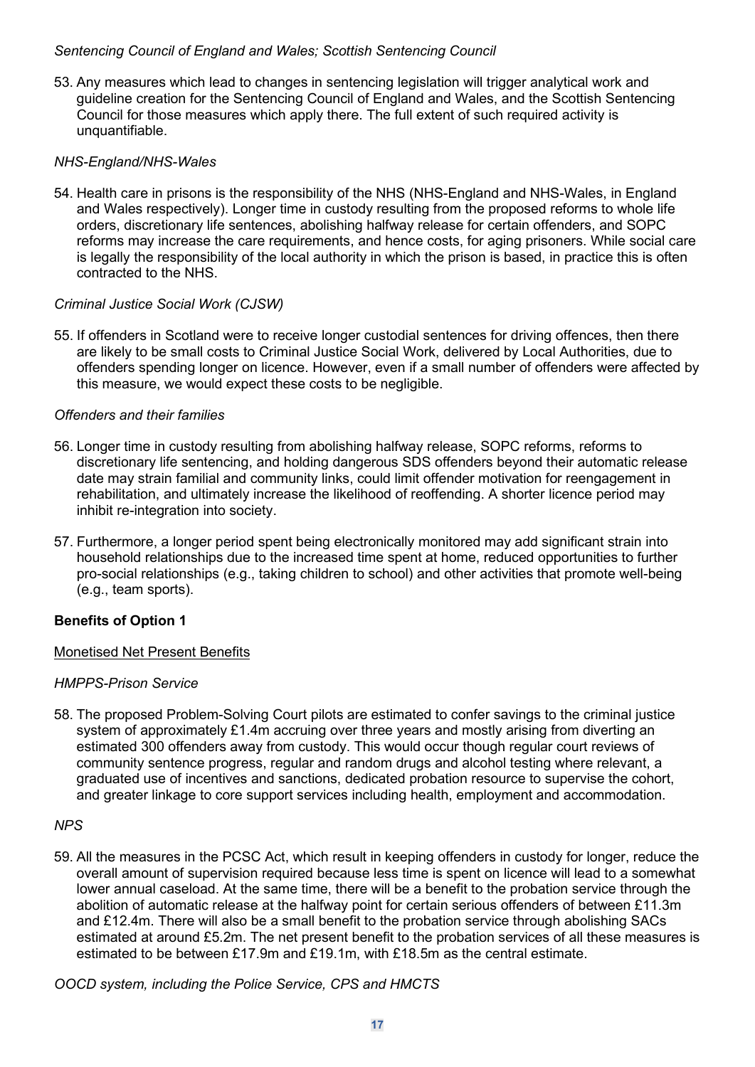*Sentencing Council of England and Wales; Scottish Sentencing Council*

53. Any measures which lead to changes in sentencing legislation will trigger analytical work and guideline creation for the Sentencing Council of England and Wales, and the Scottish Sentencing Council for those measures which apply there. The full extent of such required activity is unquantifiable.

*NHS-England/NHS-Wales*

54. Health care in prisons is the responsibility of the NHS (NHS-England and NHS-Wales, in England and Wales respectively). Longer time in custody resulting from the proposed reforms to whole life orders, discretionary life sentences, abolishing halfway release for certain offenders, and SOPC reforms may increase the care requirements, and hence costs, for aging prisoners. While social care is legally the responsibility of the local authority in which the prison is based, in practice this is often contracted to the NHS.

*Criminal Justice Social Work (CJSW)*

55. If offenders in Scotland were to receive longer custodial sentences for driving offences, then there are likely to be small costs to Criminal Justice Social Work, delivered by Local Authorities, due to offenders spending longer on licence. However, even if a small number of offenders were affected by this measure, we would expect these costs to be negligible.

*Offenders and their families*

56. Longer time in custody resulting from abolishing halfway release, SOPC reforms, reforms to discretionary life sentencing, and holding dangerous SDS offenders beyond their automatic release date may strain familial and community links, could limit offender motivation for reengagement in rehabilitation, and ultimately increase the likelihood of reoffending. A shorter licence period may inhibit re-integration into society.

57. Furthermore, a longer period spent being electronically monitored may add significant strain into household relationships due to the increased time spent at home, reduced opportunities to further pro-social relationships (e.g., taking children to school) and other activities that promote well-being (e.g., team sports).

**Benefits of Option 1**

Monetised Net Present Benefits

*HMPPS-Prison Service*

58. The proposed Problem-Solving Court pilots are estimated to confer savings to the criminal justice system of approximately £1.4m accruing over three years and mostly arising from diverting an estimated 300 offenders away from custody. This would occur though regular court reviews of community sentence progress, regular and random drugs and alcohol testing where relevant, a graduated use of incentives and sanctions, dedicated probation resource to supervise the cohort, and greater linkage to core support services including health, employment and accommodation.

*NPS*

59. All the measures in the PCSC Act, which result in keeping offenders in custody for longer, reduce the overall amount of supervision required because less time is spent on licence will lead to a somewhat lower annual caseload. At the same time, there will be a benefit to the probation service through the abolition of automatic release at the halfway point for certain serious offenders of between £11.3m and £12.4m. There will also be a small benefit to the probation service through abolishing SACs estimated at around £5.2m. The net present benefit to the probation services of all these measures is estimated to be between £17.9m and £19.1m, with £18.5m as the central estimate.

*OOCD system, including the Police Service, CPS and HMCTS*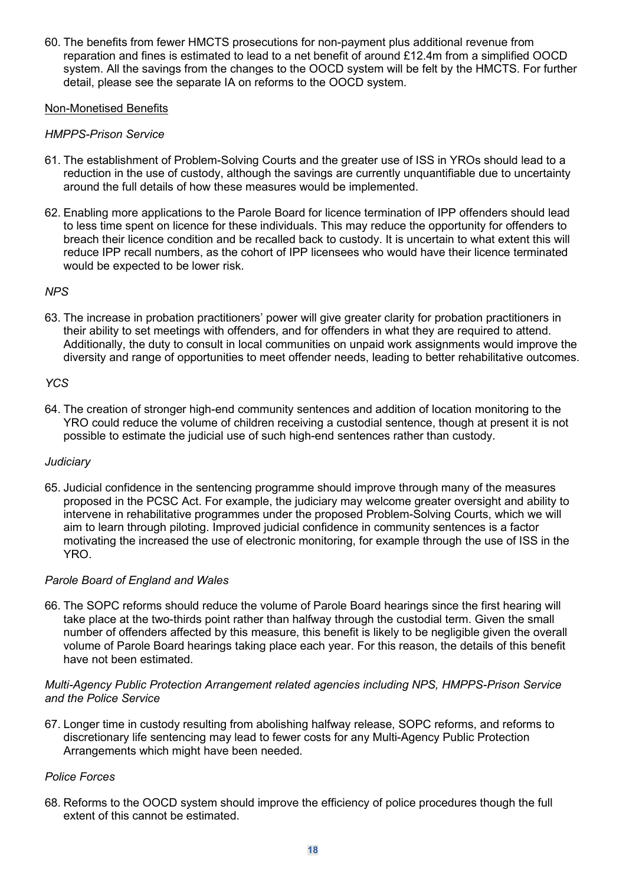60. The benefits from fewer HMCTS prosecutions for non-payment plus additional revenue from reparation and fines is estimated to lead to a net benefit of around £12.4m from a simplified OOCD system. All the savings from the changes to the OOCD system will be felt by the HMCTS. For further detail, please see the separate IA on reforms to the OOCD system.

Non-Monetised Benefits

*HMPPS-Prison Service*

61. The establishment of Problem-Solving Courts and the greater use of ISS in YROs should lead to a reduction in the use of custody, although the savings are currently unquantifiable due to uncertainty around the full details of how these measures would be implemented.

62. Enabling more applications to the Parole Board for licence termination of IPP offenders should lead to less time spent on licence for these individuals. This may reduce the opportunity for offenders to breach their licence condition and be recalled back to custody. It is uncertain to what extent this will reduce IPP recall numbers, as the cohort of IPP licensees who would have their licence terminated would be expected to be lower risk.

*NPS*

63. The increase in probation practitioners' power will give greater clarity for probation practitioners in their ability to set meetings with offenders, and for offenders in what they are required to attend. Additionally, the duty to consult in local communities on unpaid work assignments would improve the diversity and range of opportunities to meet offender needs, leading to better rehabilitative outcomes.

*YCS*

64. The creation of stronger high-end community sentences and addition of location monitoring to the YRO could reduce the volume of children receiving a custodial sentence, though at present it is not possible to estimate the judicial use of such high-end sentences rather than custody.

*Judiciary*

65. Judicial confidence in the sentencing programme should improve through many of the measures proposed in the PCSC Act. For example, the judiciary may welcome greater oversight and ability to intervene in rehabilitative programmes under the proposed Problem-Solving Courts, which we will aim to learn through piloting. Improved judicial confidence in community sentences is a factor motivating the increased the use of electronic monitoring, for example through the use of ISS in the YRO.

*Parole Board of England and Wales*

66. The SOPC reforms should reduce the volume of Parole Board hearings since the first hearing will take place at the two-thirds point rather than halfway through the custodial term. Given the small number of offenders affected by this measure, this benefit is likely to be negligible given the overall volume of Parole Board hearings taking place each year. For this reason, the details of this benefit have not been estimated.

*Multi-Agency Public Protection Arrangement related agencies including NPS, HMPPS-Prison Service and the Police Service*

67. Longer time in custody resulting from abolishing halfway release, SOPC reforms, and reforms to discretionary life sentencing may lead to fewer costs for any Multi-Agency Public Protection Arrangements which might have been needed.

*Police Forces*

68. Reforms to the OOCD system should improve the efficiency of police procedures though the full extent of this cannot be estimated.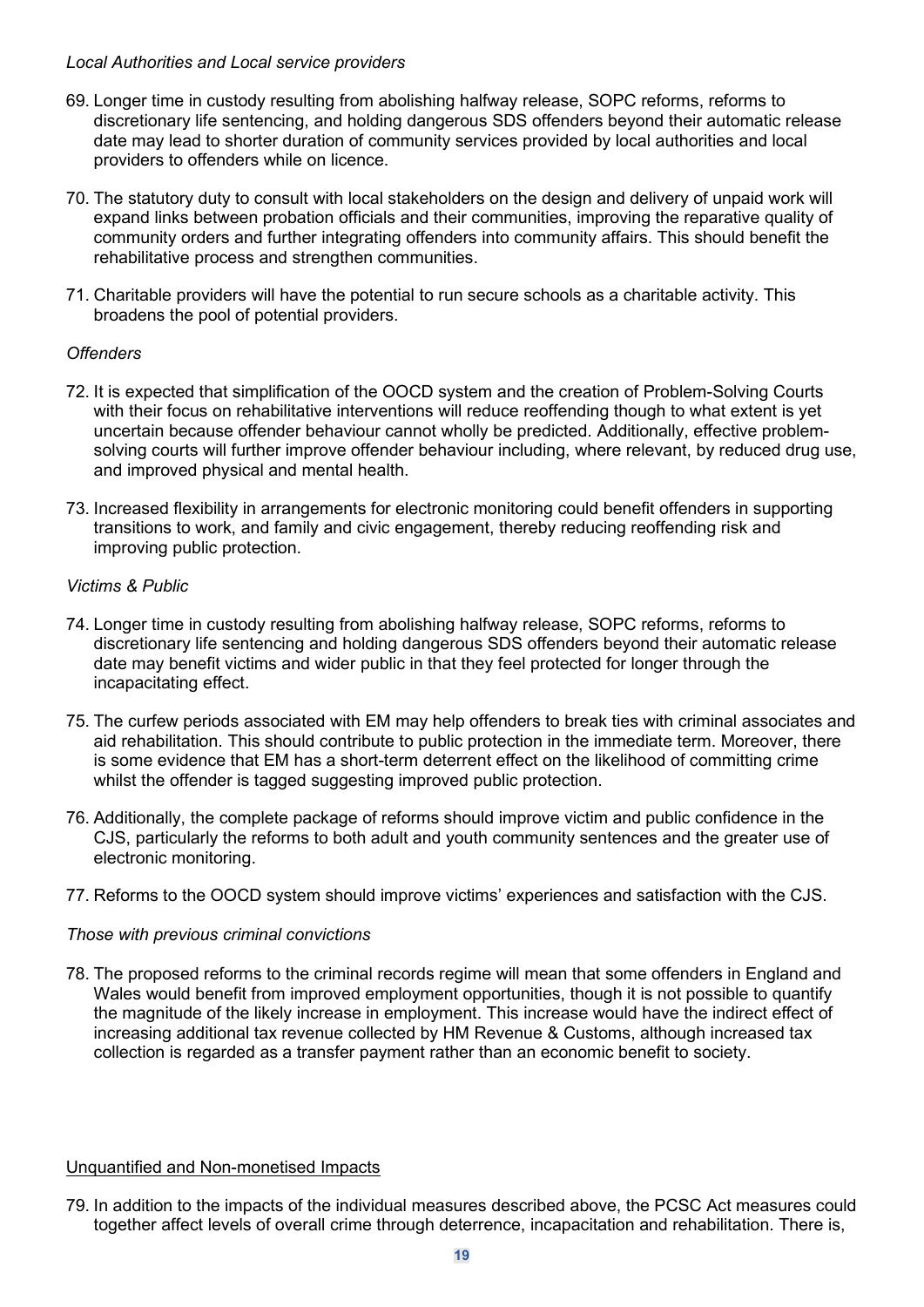*Local Authorities and Local service providers*

69. Longer time in custody resulting from abolishing halfway release, SOPC reforms, reforms to discretionary life sentencing, and holding dangerous SDS offenders beyond their automatic release date may lead to shorter duration of community services provided by local authorities and local providers to offenders while on licence.

70. The statutory duty to consult with local stakeholders on the design and delivery of unpaid work will expand links between probation officials and their communities, improving the reparative quality of community orders and further integrating offenders into community affairs. This should benefit the rehabilitative process and strengthen communities.

71. Charitable providers will have the potential to run secure schools as a charitable activity. This broadens the pool of potential providers.

*Offenders*

72. It is expected that simplification of the OOCD system and the creation of Problem-Solving Courts with their focus on rehabilitative interventions will reduce reoffending though to what extent is yet uncertain because offender behaviour cannot wholly be predicted. Additionally, effective problem-solving courts will further improve offender behaviour including, where relevant, by reduced drug use, and improved physical and mental health.

73. Increased flexibility in arrangements for electronic monitoring could benefit offenders in supporting transitions to work, and family and civic engagement, thereby reducing reoffending risk and improving public protection.

*Victims & Public*

74. Longer time in custody resulting from abolishing halfway release, SOPC reforms, reforms to discretionary life sentencing and holding dangerous SDS offenders beyond their automatic release date may benefit victims and wider public in that they feel protected for longer through the incapacitating effect.

75. The curfew periods associated with EM may help offenders to break ties with criminal associates and aid rehabilitation. This should contribute to public protection in the immediate term. Moreover, there is some evidence that EM has a short-term deterrent effect on the likelihood of committing crime whilst the offender is tagged suggesting improved public protection.

76. Additionally, the complete package of reforms should improve victim and public confidence in the CJS, particularly the reforms to both adult and youth community sentences and the greater use of electronic monitoring.

77. Reforms to the OOCD system should improve victims' experiences and satisfaction with the CJS.

*Those with previous criminal convictions*

78. The proposed reforms to the criminal records regime will mean that some offenders in England and Wales would benefit from improved employment opportunities, though it is not possible to quantify the magnitude of the likely increase in employment. This increase would have the indirect effect of increasing additional tax revenue collected by HM Revenue & Customs, although increased tax collection is regarded as a transfer payment rather than an economic benefit to society.

<u>Unquantified and Non-monetised Impacts</u>

79. In addition to the impacts of the individual measures described above, the PCSC Act measures could together affect levels of overall crime through deterrence, incapacitation and rehabilitation. There is,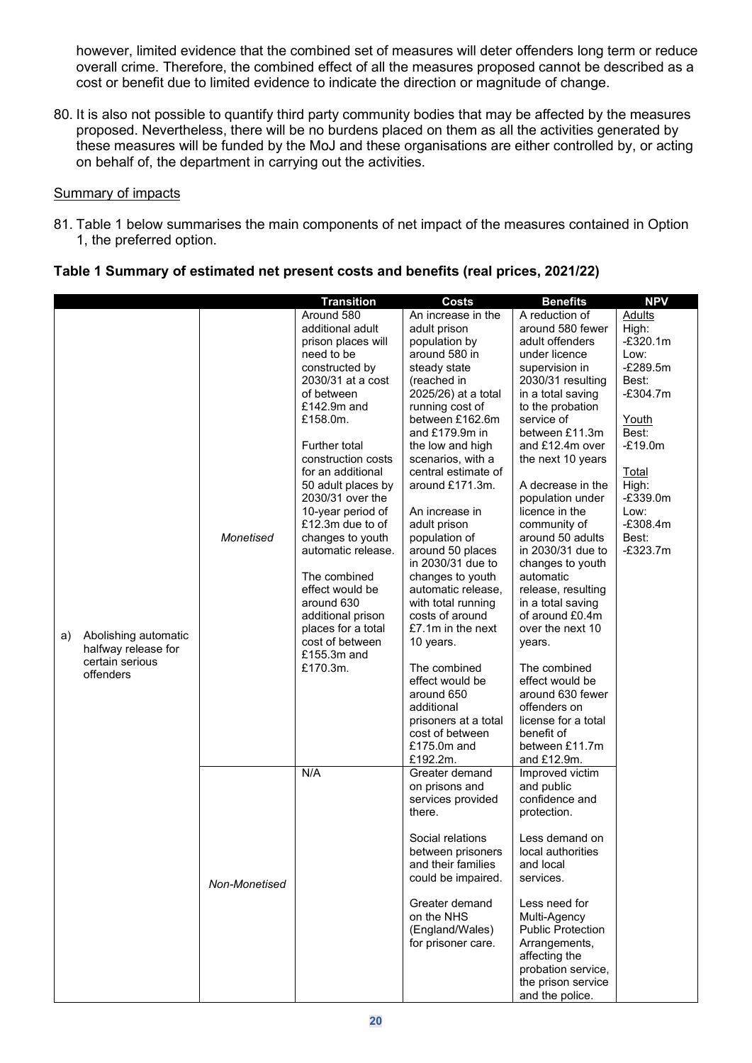however, limited evidence that the combined set of measures will deter offenders long term or reduce overall crime. Therefore, the combined effect of all the measures proposed cannot be described as a cost or benefit due to limited evidence to indicate the direction or magnitude of change.

80. It is also not possible to quantify third party community bodies that may be affected by the measures proposed. Nevertheless, there will be no burdens placed on them as all the activities generated by these measures will be funded by the MoJ and these organisations are either controlled by, or acting on behalf of, the department in carrying out the activities.

Summary of impacts

81. Table 1 below summarises the main components of net impact of the measures contained in Option 1, the preferred option.

**Table 1 Summary of estimated net present costs and benefits (real prices, 2021/22)**

| | | Transition | Costs | Benefits | NPV |
|---|---|---|---|---|---|
| a) Abolishing automatic halfway release for certain serious offenders | *Monetised* | Around 580 additional adult prison places will need to be constructed by 2030/31 at a cost of between £142.9m and £158.0m.<br><br>Further total construction costs for an additional 50 adult places by 2030/31 over the 10-year period of £12.3m due to of changes to youth automatic release.<br><br>The combined effect would be around 630 additional prison places for a total cost of between £155.3m and £170.3m. | An increase in the adult prison population by around 580 in steady state (reached in 2025/26) at a total running cost of between £162.6m and £179.9m in the low and high scenarios, with a central estimate of around £171.3m.<br><br>An increase in adult prison population of around 50 places in 2030/31 due to changes to youth automatic release, with total running costs of around £7.1m in the next 10 years.<br><br>The combined effect would be around 650 additional prisoners at a total cost of between £175.0m and £192.2m. | A reduction of around 580 fewer adult offenders under licence supervision in 2030/31 resulting in a total saving to the probation service of between £11.3m and £12.4m over the next 10 years<br><br>A decrease in the population under licence in the community of around 50 adults in 2030/31 due to changes to youth automatic release, resulting in a total saving of around £0.4m over the next 10 years.<br><br>The combined effect would be around 630 fewer offenders on license for a total benefit of between £11.7m and £12.9m. | Adults<br>High: -£320.1m<br>Low: -£289.5m<br>Best: -£304.7m<br><br>Youth<br>Best: -£19.0m<br><br>Total<br>High: -£339.0m<br>Low: -£308.4m<br>Best: -£323.7m |
| | *Non-Monetised* | N/A | Greater demand on prisons and services provided there.<br><br>Social relations between prisoners and their families could be impaired.<br><br>Greater demand on the NHS (England/Wales) for prisoner care. | Improved victim and public confidence and protection.<br><br>Less demand on local authorities and local services.<br><br>Less need for Multi-Agency Public Protection Arrangements, affecting the probation service, the prison service and the police. | |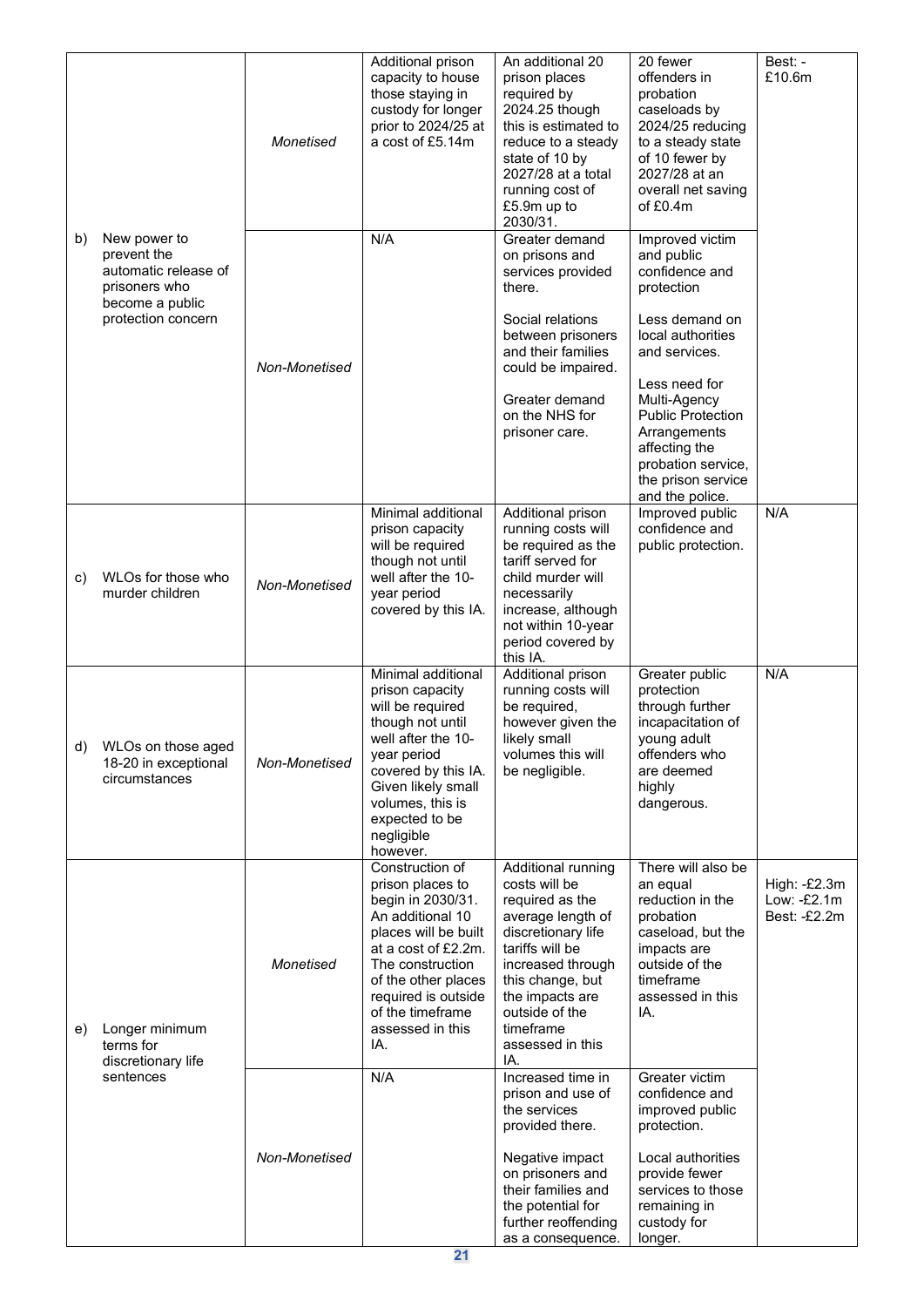| | | | | | | |
|---|---|---|---|---|---|---|
| b) | New power to prevent the automatic release of prisoners who become a public protection concern | *Monetised* | Additional prison capacity to house those staying in custody for longer prior to 2024/25 at a cost of £5.14m | An additional 20 prison places required by 2024.25 though this is estimated to reduce to a steady state of 10 by 2027/28 at a total running cost of £5.9m up to 2030/31. | 20 fewer offenders in probation caseloads by 2024/25 reducing to a steady state of 10 fewer by 2027/28 at an overall net saving of £0.4m | Best: -£10.6m |
| | | *Non-Monetised* | N/A | Greater demand on prisons and services provided there.<br><br>Social relations between prisoners and their families could be impaired.<br><br>Greater demand on the NHS for prisoner care. | Improved victim and public confidence and protection<br><br>Less demand on local authorities and services.<br><br>Less need for Multi-Agency Public Protection Arrangements affecting the probation service, the prison service and the police. | |
| c) | WLOs for those who murder children | *Non-Monetised* | Minimal additional prison capacity will be required though not until well after the 10-year period covered by this IA. | Additional prison running costs will be required as the tariff served for child murder will necessarily increase, although not within 10-year period covered by this IA. | Improved public confidence and public protection. | N/A |
| d) | WLOs on those aged 18-20 in exceptional circumstances | *Non-Monetised* | Minimal additional prison capacity will be required though not until well after the 10-year period covered by this IA. Given likely small volumes, this is expected to be negligible however. | Additional prison running costs will be required, however given the likely small volumes this will be negligible. | Greater public protection through further incapacitation of young adult offenders who are deemed highly dangerous. | N/A |
| e) | Longer minimum terms for discretionary life sentences | *Monetised* | Construction of prison places to begin in 2030/31. An additional 10 places will be built at a cost of £2.2m. The construction of the other places required is outside of the timeframe assessed in this IA. | Additional running costs will be required as the average length of discretionary life tariffs will be increased through this change, but the impacts are outside of the timeframe assessed in this IA. | There will also be an equal reduction in the probation caseload, but the impacts are outside of the timeframe assessed in this IA. | High: -£2.3m<br>Low: -£2.1m<br>Best: -£2.2m |
| | | *Non-Monetised* | N/A | Increased time in prison and use of the services provided there.<br><br>Negative impact on prisoners and their families and the potential for further reoffending as a consequence. | Greater victim confidence and improved public protection.<br><br>Local authorities provide fewer services to those remaining in custody for longer. | |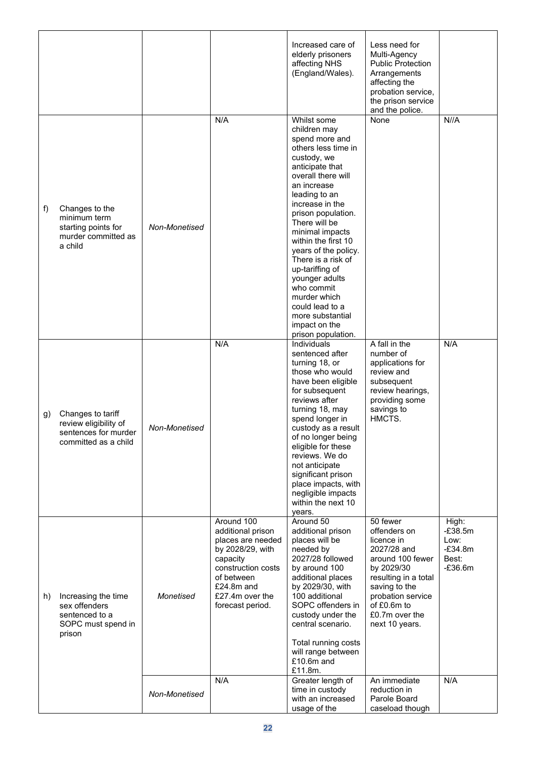| | | | | | |
|---|---|---|---|---|---|
| | | | Increased care of elderly prisoners affecting NHS (England/Wales). | Less need for Multi-Agency Public Protection Arrangements affecting the probation service, the prison service and the police. | |
| f) Changes to the minimum term starting points for murder committed as a child | *Non-Monetised* | N/A | Whilst some children may spend more and others less time in custody, we anticipate that overall there will an increase leading to an increase in the prison population. There will be minimal impacts within the first 10 years of the policy. There is a risk of up-tariffing of younger adults who commit murder which could lead to a more substantial impact on the prison population. | None | N//A |
| g) Changes to tariff review eligibility of sentences for murder committed as a child | *Non-Monetised* | N/A | Individuals sentenced after turning 18, or those who would have been eligible for subsequent reviews after turning 18, may spend longer in custody as a result of no longer being eligible for these reviews. We do not anticipate significant prison place impacts, with negligible impacts within the next 10 years. | A fall in the number of applications for review and subsequent review hearings, providing some savings to HMCTS. | N/A |
| h) Increasing the time sex offenders sentenced to a SOPC must spend in prison | *Monetised* | Around 100 additional prison places are needed by 2028/29, with capacity construction costs of between £24.8m and £27.4m over the forecast period. | Around 50 additional prison places will be needed by 2027/28 followed by around 100 additional places by 2029/30, with 100 additional SOPC offenders in custody under the central scenario.<br><br>Total running costs will range between £10.6m and £11.8m. | 50 fewer offenders on licence in 2027/28 and around 100 fewer by 2029/30 resulting in a total saving to the probation service of £0.6m to £0.7m over the next 10 years. | High: -£38.5m<br>Low: -£34.8m<br>Best: -£36.6m |
| | *Non-Monetised* | N/A | Greater length of time in custody with an increased usage of the | An immediate reduction in Parole Board caseload though | N/A |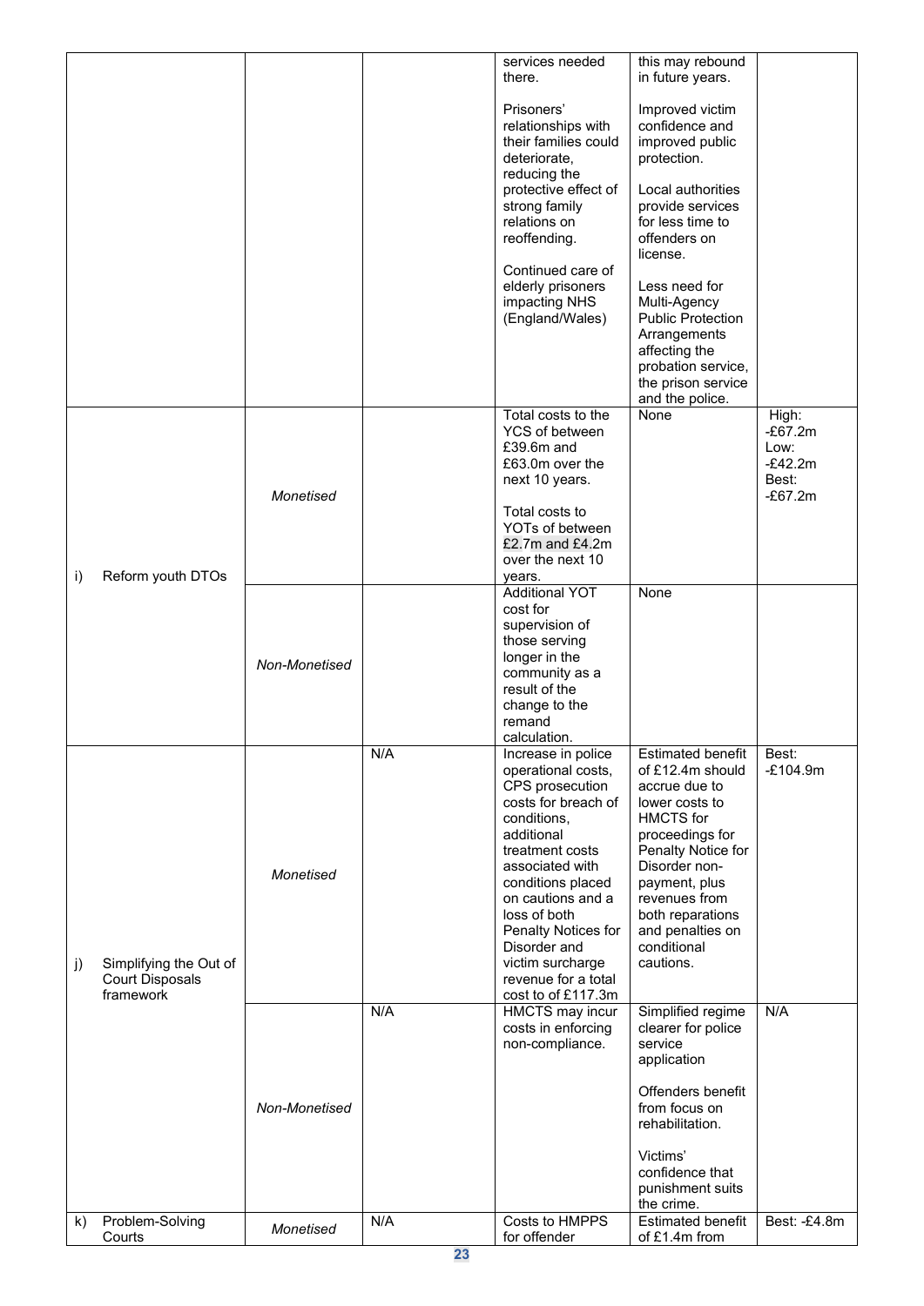| | | | | | |
|---|---|---|---|---|---|
| | | | services needed there.<br><br>Prisoners' relationships with their families could deteriorate, reducing the protective effect of strong family relations on reoffending.<br><br>Continued care of elderly prisoners impacting NHS (England/Wales) | this may rebound in future years.<br><br>Improved victim confidence and improved public protection.<br><br>Local authorities provide services for less time to offenders on license.<br><br>Less need for Multi-Agency Public Protection Arrangements affecting the probation service, the prison service and the police. | |
| i) Reform youth DTOs | *Monetised* | | Total costs to the YCS of between £39.6m and £63.0m over the next 10 years.<br><br>Total costs to YOTs of between £2.7m and £4.2m over the next 10 years. | None | High: -£67.2m<br>Low: -£42.2m<br>Best: -£67.2m |
| | *Non-Monetised* | | Additional YOT cost for supervision of those serving longer in the community as a result of the change to the remand calculation. | None | |
| j) Simplifying the Out of Court Disposals framework | *Monetised* | N/A | Increase in police operational costs, CPS prosecution costs for breach of conditions, additional treatment costs associated with conditions placed on cautions and a loss of both Penalty Notices for Disorder and victim surcharge revenue for a total cost to of £117.3m | Estimated benefit of £12.4m should accrue due to lower costs to HMCTS for proceedings for Penalty Notice for Disorder non-payment, plus revenues from both reparations and penalties on conditional cautions. | Best: -£104.9m |
| | *Non-Monetised* | N/A | HMCTS may incur costs in enforcing non-compliance. | Simplified regime clearer for police service application<br><br>Offenders benefit from focus on rehabilitation.<br><br>Victims' confidence that punishment suits the crime. | N/A |
| k) Problem-Solving Courts | *Monetised* | N/A | Costs to HMPPS for offender | Estimated benefit of £1.4m from | Best: -£4.8m |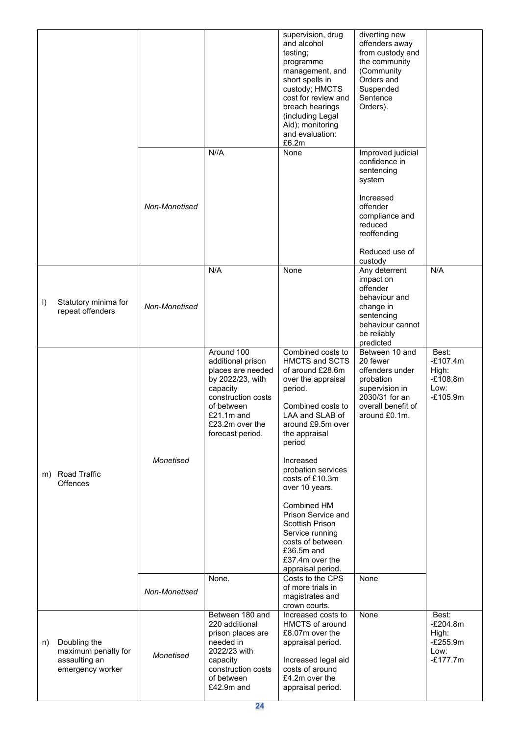| | | | | | |
|---|---|---|---|---|---|
| | | | supervision, drug and alcohol testing; programme management, and short spells in custody; HMCTS cost for review and breach hearings (including Legal Aid); monitoring and evaluation: £6.2m | diverting new offenders away from custody and the community (Community Orders and Suspended Sentence Orders). | |
| | *Non-Monetised* | N//A | None | Improved judicial confidence in sentencing system<br><br>Increased offender compliance and reduced reoffending<br><br>Reduced use of custody | |
| l) | Statutory minima for repeat offenders | *Non-Monetised* | N/A | None | Any deterrent impact on offender behaviour and change in sentencing behaviour cannot be reliably predicted | N/A |
| m) Road Traffic Offences | *Monetised* | Around 100 additional prison places are needed by 2022/23, with capacity construction costs of between £21.1m and £23.2m over the forecast period. | Combined costs to HMCTS and SCTS of around £28.6m over the appraisal period.<br><br>Combined costs to LAA and SLAB of around £9.5m over the appraisal period<br><br>Increased probation services costs of £10.3m over 10 years.<br><br>Combined HM Prison Service and Scottish Prison Service running costs of between £36.5m and £37.4m over the appraisal period. | Between 10 and 20 fewer offenders under probation supervision in 2030/31 for an overall benefit of around £0.1m. | Best: -£107.4m<br>High: -£108.8m<br>Low: -£105.9m |
| | *Non-Monetised* | None. | Costs to the CPS of more trials in magistrates and crown courts. | None | |
| n) Doubling the maximum penalty for assaulting an emergency worker | *Monetised* | Between 180 and 220 additional prison places are needed in 2022/23 with capacity construction costs of between £42.9m and | Increased costs to HMCTS of around £8.07m over the appraisal period.<br><br>Increased legal aid costs of around £4.2m over the appraisal period. | None | Best: -£204.8m<br>High: -£255.9m<br>Low: -£177.7m |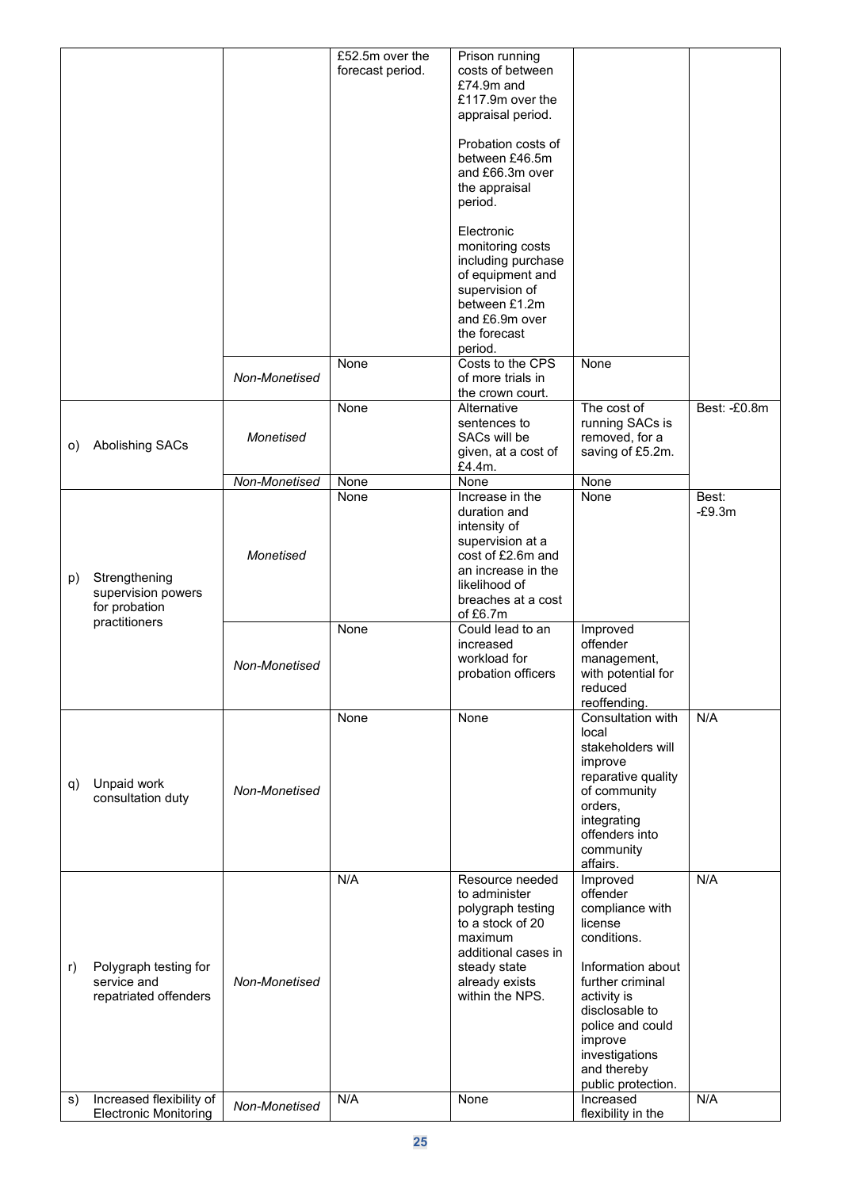| | | | | | |
|---|---|---|---|---|---|
| | | £52.5m over the forecast period. | Prison running costs of between £74.9m and £117.9m over the appraisal period.<br><br>Probation costs of between £46.5m and £66.3m over the appraisal period.<br><br>Electronic monitoring costs including purchase of equipment and supervision of between £1.2m and £6.9m over the forecast period. | | |
| | *Non-Monetised* | None | Costs to the CPS of more trials in the crown court. | None | |
| o) Abolishing SACs | *Monetised* | None | Alternative sentences to SACs will be given, at a cost of £4.4m. | The cost of running SACs is removed, for a saving of £5.2m. | Best: -£0.8m |
| | *Non-Monetised* | None | None | None | |
| p) Strengthening supervision powers for probation practitioners | *Monetised* | None | Increase in the duration and intensity of supervision at a cost of £2.6m and an increase in the likelihood of breaches at a cost of £6.7m | None | Best: -£9.3m |
| | *Non-Monetised* | None | Could lead to an increased workload for probation officers | Improved offender management, with potential for reduced reoffending. | |
| q) Unpaid work consultation duty | *Non-Monetised* | None | None | Consultation with local stakeholders will improve reparative quality of community orders, integrating offenders into community affairs. | N/A |
| r) Polygraph testing for service and repatriated offenders | *Non-Monetised* | N/A | Resource needed to administer polygraph testing to a stock of 20 maximum additional cases in steady state already exists within the NPS. | Improved offender compliance with license conditions.<br><br>Information about further criminal activity is disclosable to police and could improve investigations and thereby public protection. | N/A |
| s) Increased flexibility of Electronic Monitoring | *Non-Monetised* | N/A | None | Increased flexibility in the | N/A |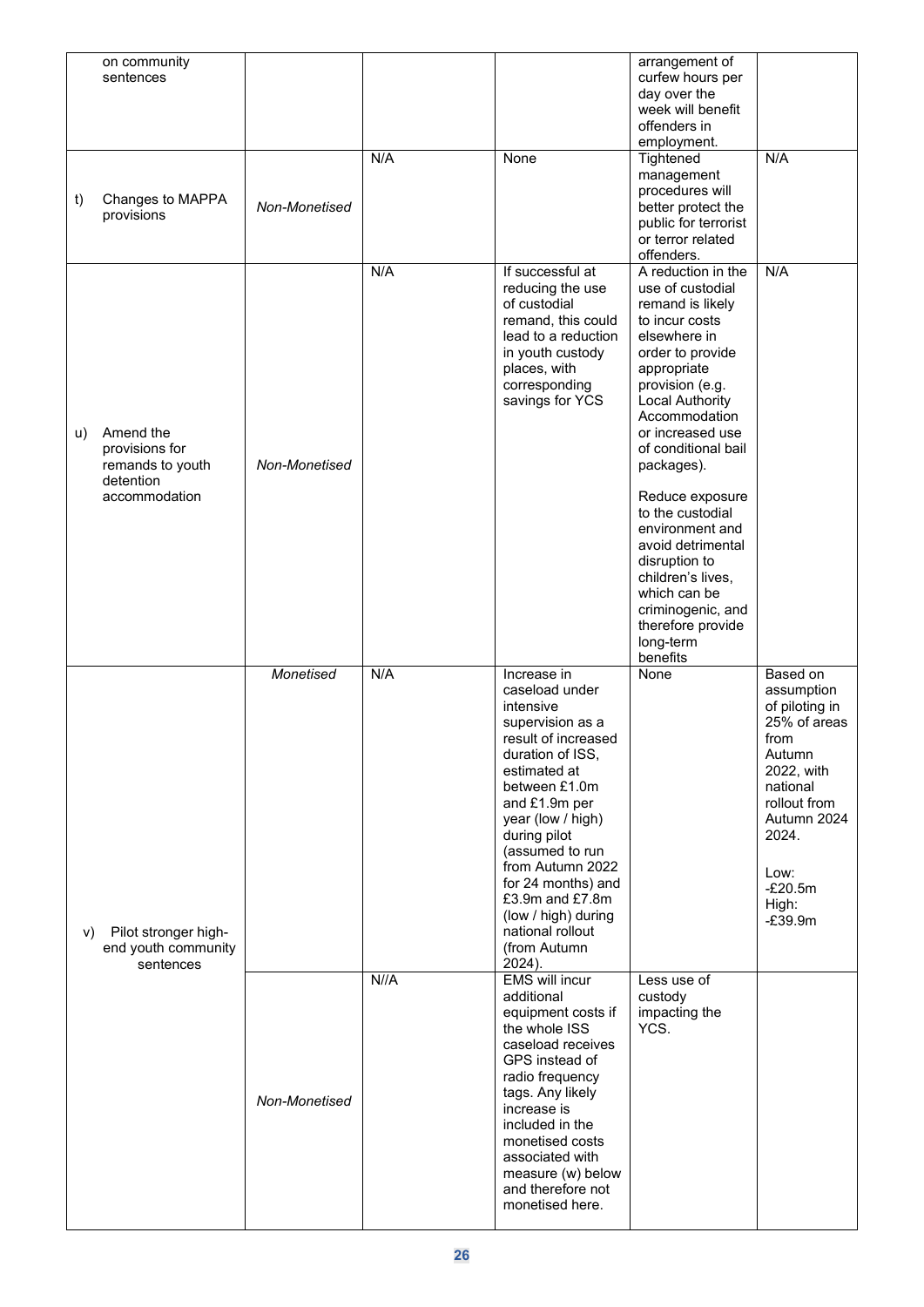| | | | | | |
|---|---|---|---|---|---|
| on community sentences | | | | arrangement of curfew hours per day over the week will benefit offenders in employment. | |
| t) Changes to MAPPA provisions | *Non-Monetised* | N/A | None | Tightened management procedures will better protect the public for terrorist or terror related offenders. | N/A |
| u) Amend the provisions for remands to youth detention accommodation | *Non-Monetised* | N/A | If successful at reducing the use of custodial remand, this could lead to a reduction in youth custody places, with corresponding savings for YCS | A reduction in the use of custodial remand is likely to incur costs elsewhere in order to provide appropriate provision (e.g. Local Authority Accommodation or increased use of conditional bail packages).<br><br>Reduce exposure to the custodial environment and avoid detrimental disruption to children's lives, which can be criminogenic, and therefore provide long-term benefits | N/A |
| v) Pilot stronger high-end youth community sentences | *Monetised* | N/A | Increase in caseload under intensive supervision as a result of increased duration of ISS, estimated at between £1.0m and £1.9m per year (low / high) during pilot (assumed to run from Autumn 2022 for 24 months) and £3.9m and £7.8m (low / high) during national rollout (from Autumn 2024). | None | Based on assumption of piloting in 25% of areas from Autumn 2022, with national rollout from Autumn 2024 2024.<br><br>Low: -£20.5m<br>High: -£39.9m |
| | *Non-Monetised* | N//A | EMS will incur additional equipment costs if the whole ISS caseload receives GPS instead of radio frequency tags. Any likely increase is included in the monetised costs associated with measure (w) below and therefore not monetised here. | Less use of custody impacting the YCS. | |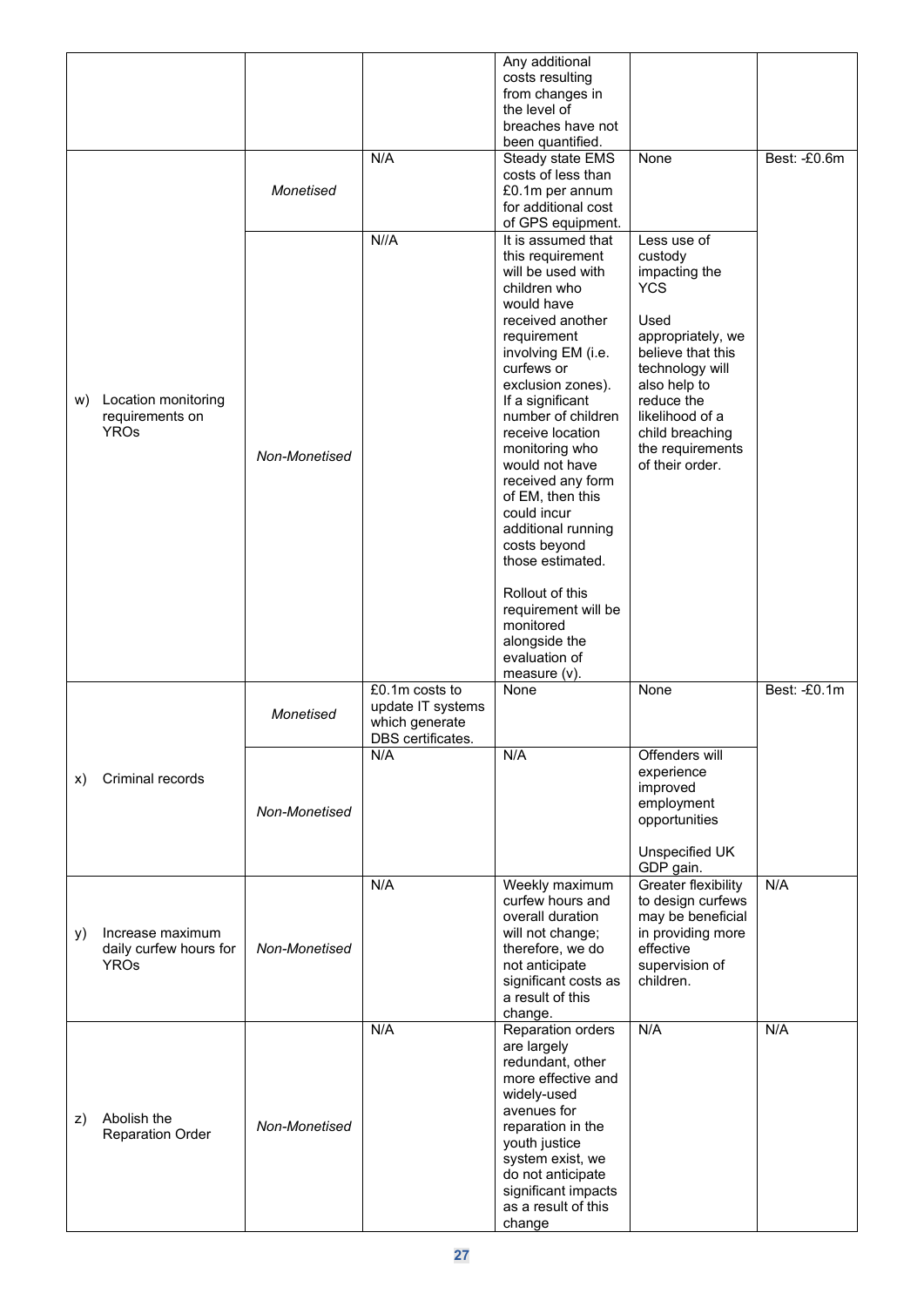| | | | | | |
|---|---|---|---|---|---|
| | | | Any additional costs resulting from changes in the level of breaches have not been quantified. | | |
| w) Location monitoring requirements on YROs | *Monetised* | N/A | Steady state EMS costs of less than £0.1m per annum for additional cost of GPS equipment. | None | Best: -£0.6m |
| | *Non-Monetised* | N//A | It is assumed that this requirement will be used with children who would have received another requirement involving EM (i.e. curfews or exclusion zones). If a significant number of children receive location monitoring who would not have received any form of EM, then this could incur additional running costs beyond those estimated.<br><br>Rollout of this requirement will be monitored alongside the evaluation of measure (v). | Less use of custody impacting the YCS<br><br>Used appropriately, we believe that this technology will also help to reduce the likelihood of a child breaching the requirements of their order. | |
| x) Criminal records | *Monetised* | £0.1m costs to update IT systems which generate DBS certificates. | None | None | Best: -£0.1m |
| | *Non-Monetised* | N/A | N/A | Offenders will experience improved employment opportunities<br><br>Unspecified UK GDP gain. | |
| y) Increase maximum daily curfew hours for YROs | *Non-Monetised* | N/A | Weekly maximum curfew hours and overall duration will not change; therefore, we do not anticipate significant costs as a result of this change. | Greater flexibility to design curfews may be beneficial in providing more effective supervision of children. | N/A |
| z) Abolish the Reparation Order | *Non-Monetised* | N/A | Reparation orders are largely redundant, other more effective and widely-used avenues for reparation in the youth justice system exist, we do not anticipate significant impacts as a result of this change | N/A | N/A |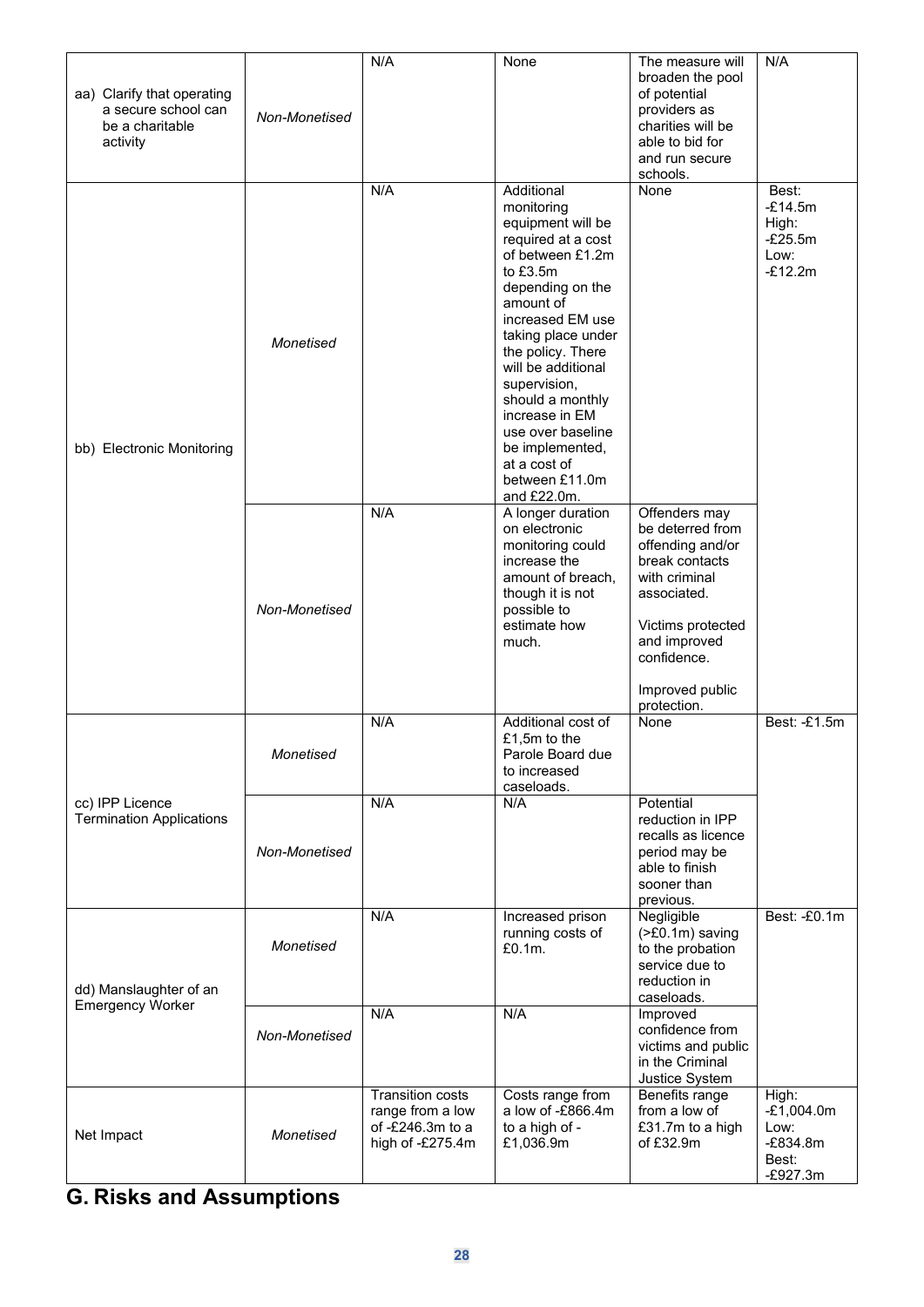| | | | | | |
|---|---|---|---|---|---|
| aa) Clarify that operating a secure school can be a charitable activity | *Non-Monetised* | N/A | None | The measure will broaden the pool of potential providers as charities will be able to bid for and run secure schools. | N/A |
| bb) Electronic Monitoring | *Monetised* | N/A | Additional monitoring equipment will be required at a cost of between £1.2m to £3.5m depending on the amount of increased EM use taking place under the policy. There will be additional supervision, should a monthly increase in EM use over baseline be implemented, at a cost of between £11.0m and £22.0m. | None | Best: -£14.5m High: -£25.5m Low: -£12.2m |
| | *Non-Monetised* | N/A | A longer duration on electronic monitoring could increase the amount of breach, though it is not possible to estimate how much. | Offenders may be deterred from offending and/or break contacts with criminal associated.<br><br>Victims protected and improved confidence.<br><br>Improved public protection. | |
| cc) IPP Licence Termination Applications | *Monetised* | N/A | Additional cost of £1,5m to the Parole Board due to increased caseloads. | None | Best: -£1.5m |
| | *Non-Monetised* | N/A | N/A | Potential reduction in IPP recalls as licence period may be able to finish sooner than previous. | |
| dd) Manslaughter of an Emergency Worker | *Monetised* | N/A | Increased prison running costs of £0.1m. | Negligible (>£0.1m) saving to the probation service due to reduction in caseloads. | Best: -£0.1m |
| | *Non-Monetised* | N/A | N/A | Improved confidence from victims and public in the Criminal Justice System | |
| Net Impact | *Monetised* | Transition costs range from a low of -£246.3m to a high of -£275.4m | Costs range from a low of -£866.4m to a high of -£1,036.9m | Benefits range from a low of £31.7m to a high of £32.9m | High: -£1,004.0m Low: -£834.8m Best: -£927.3m |

## G. Risks and Assumptions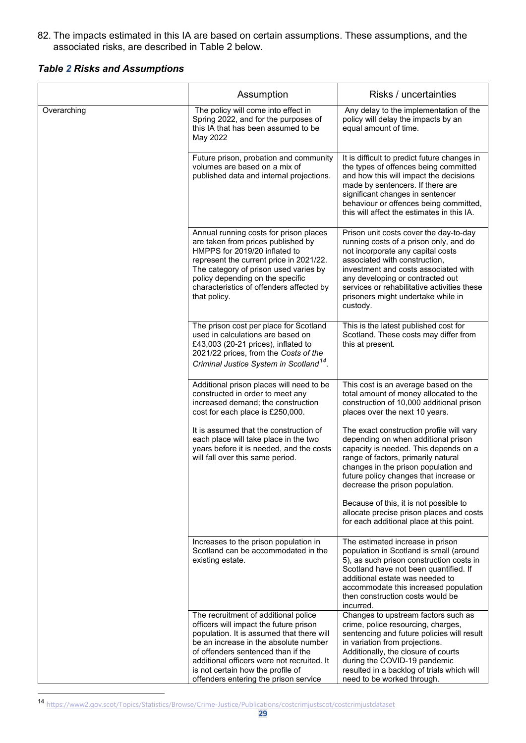82. The impacts estimated in this IA are based on certain assumptions. These assumptions, and the associated risks, are described in Table 2 below.

***Table 2 Risks and Assumptions***

| | Assumption | Risks / uncertainties |
|---|---|---|
| Overarching | The policy will come into effect in Spring 2022, and for the purposes of this IA that has been assumed to be May 2022 | Any delay to the implementation of the policy will delay the impacts by an equal amount of time. |
| | Future prison, probation and community volumes are based on a mix of published data and internal projections. | It is difficult to predict future changes in the types of offences being committed and how this will impact the decisions made by sentencers. If there are significant changes in sentencer behaviour or offences being committed, this will affect the estimates in this IA. |
| | Annual running costs for prison places are taken from prices published by HMPPS for 2019/20 inflated to represent the current price in 2021/22. The category of prison used varies by policy depending on the specific characteristics of offenders affected by that policy. | Prison unit costs cover the day-to-day running costs of a prison only, and do not incorporate any capital costs associated with construction, investment and costs associated with any developing or contracted out services or rehabilitative activities these prisoners might undertake while in custody. |
| | The prison cost per place for Scotland used in calculations are based on £43,003 (20-21 prices), inflated to 2021/22 prices, from the *Costs of the Criminal Justice System in Scotland*[14]. | This is the latest published cost for Scotland. These costs may differ from this at present. |
| | Additional prison places will need to be constructed in order to meet any increased demand; the construction cost for each place is £250,000.<br><br>It is assumed that the construction of each place will take place in the two years before it is needed, and the costs will fall over this same period. | This cost is an average based on the total amount of money allocated to the construction of 10,000 additional prison places over the next 10 years.<br><br>The exact construction profile will vary depending on when additional prison capacity is needed. This depends on a range of factors, primarily natural changes in the prison population and future policy changes that increase or decrease the prison population.<br><br>Because of this, it is not possible to allocate precise prison places and costs for each additional place at this point. |
| | Increases to the prison population in Scotland can be accommodated in the existing estate. | The estimated increase in prison population in Scotland is small (around 5), as such prison construction costs in Scotland have not been quantified. If additional estate was needed to accommodate this increased population then construction costs would be incurred. |
| | The recruitment of additional police officers will impact the future prison population. It is assumed that there will be an increase in the absolute number of offenders sentenced than if the additional officers were not recruited. It is not certain how the profile of offenders entering the prison service | Changes to upstream factors such as crime, police resourcing, charges, sentencing and future policies will result in variation from projections. Additionally, the closure of courts during the COVID-19 pandemic resulted in a backlog of trials which will need to be worked through. |

[14] https://www2.gov.scot/Topics/Statistics/Browse/Crime-Justice/Publications/costcrimjustscot/costcrimjustdataset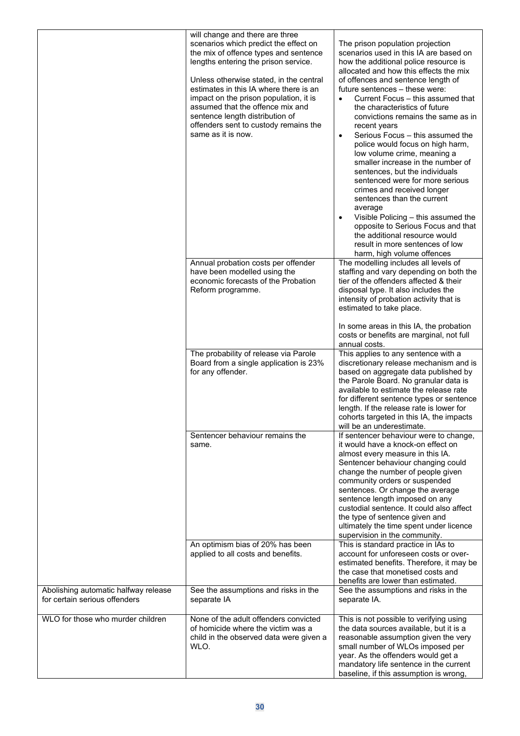| | | |
|---|---|---|
| | will change and there are three scenarios which predict the effect on the mix of offence types and sentence lengths entering the prison service.<br><br>Unless otherwise stated, in the central estimates in this IA where there is an impact on the prison population, it is assumed that the offence mix and sentence length distribution of offenders sent to custody remains the same as it is now. | The prison population projection scenarios used in this IA are based on how the additional police resource is allocated and how this effects the mix of offences and sentence length of future sentences – these were:<br>• Current Focus – this assumed that the characteristics of future convictions remains the same as in recent years<br>• Serious Focus – this assumed the police would focus on high harm, low volume crime, meaning a smaller increase in the number of sentences, but the individuals sentenced were for more serious crimes and received longer sentences than the current average<br>• Visible Policing – this assumed the opposite to Serious Focus and that the additional resource would result in more sentences of low harm, high volume offences |
| | Annual probation costs per offender have been modelled using the economic forecasts of the Probation Reform programme. | The modelling includes all levels of staffing and vary depending on both the tier of the offenders affected & their disposal type. It also includes the intensity of probation activity that is estimated to take place.<br><br>In some areas in this IA, the probation costs or benefits are marginal, not full annual costs. |
| | The probability of release via Parole Board from a single application is 23% for any offender. | This applies to any sentence with a discretionary release mechanism and is based on aggregate data published by the Parole Board. No granular data is available to estimate the release rate for different sentence types or sentence length. If the release rate is lower for cohorts targeted in this IA, the impacts will be an underestimate. |
| | Sentencer behaviour remains the same. | If sentencer behaviour were to change, it would have a knock-on effect on almost every measure in this IA. Sentencer behaviour changing could change the number of people given community orders or suspended sentences. Or change the average sentence length imposed on any custodial sentence. It could also affect the type of sentence given and ultimately the time spent under licence supervision in the community. |
| | An optimism bias of 20% has been applied to all costs and benefits. | This is standard practice in IAs to account for unforeseen costs or over-estimated benefits. Therefore, it may be the case that monetised costs and benefits are lower than estimated. |
| Abolishing automatic halfway release for certain serious offenders | See the assumptions and risks in the separate IA | See the assumptions and risks in the separate IA. |
| WLO for those who murder children | None of the adult offenders convicted of homicide where the victim was a child in the observed data were given a WLO. | This is not possible to verifying using the data sources available, but it is a reasonable assumption given the very small number of WLOs imposed per year. As the offenders would get a mandatory life sentence in the current baseline, if this assumption is wrong, |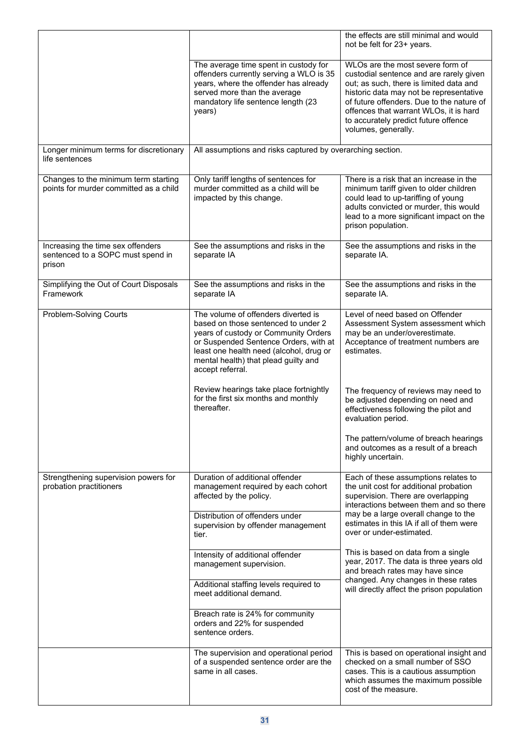| | | |
|---|---|---|
| | | the effects are still minimal and would not be felt for 23+ years. |
| | The average time spent in custody for offenders currently serving a WLO is 35 years, where the offender has already served more than the average mandatory life sentence length (23 years) | WLOs are the most severe form of custodial sentence and are rarely given out; as such, there is limited data and historic data may not be representative of future offenders. Due to the nature of offences that warrant WLOs, it is hard to accurately predict future offence volumes, generally. |
| Longer minimum terms for discretionary life sentences | All assumptions and risks captured by overarching section. | |
| Changes to the minimum term starting points for murder committed as a child | Only tariff lengths of sentences for murder committed as a child will be impacted by this change. | There is a risk that an increase in the minimum tariff given to older children could lead to up-tariffing of young adults convicted or murder, this would lead to a more significant impact on the prison population. |
| Increasing the time sex offenders sentenced to a SOPC must spend in prison | See the assumptions and risks in the separate IA | See the assumptions and risks in the separate IA. |
| Simplifying the Out of Court Disposals Framework | See the assumptions and risks in the separate IA | See the assumptions and risks in the separate IA. |
| Problem-Solving Courts | The volume of offenders diverted is based on those sentenced to under 2 years of custody or Community Orders or Suspended Sentence Orders, with at least one health need (alcohol, drug or mental health) that plead guilty and accept referral. | Level of need based on Offender Assessment System assessment which may be an under/overestimate. Acceptance of treatment numbers are estimates. |
| | Review hearings take place fortnightly for the first six months and monthly thereafter. | The frequency of reviews may need to be adjusted depending on need and effectiveness following the pilot and evaluation period.<br><br>The pattern/volume of breach hearings and outcomes as a result of a breach highly uncertain. |
| Strengthening supervision powers for probation practitioners | Duration of additional offender management required by each cohort affected by the policy. | Each of these assumptions relates to the unit cost for additional probation supervision. There are overlapping interactions between them and so there may be a large overall change to the estimates in this IA if all of them were over or under-estimated. |
| | Distribution of offenders under supervision by offender management tier. | |
| | Intensity of additional offender management supervision. | This is based on data from a single year, 2017. The data is three years old and breach rates may have since changed. Any changes in these rates will directly affect the prison population |
| | Additional staffing levels required to meet additional demand. | |
| | Breach rate is 24% for community orders and 22% for suspended sentence orders. | |
| | The supervision and operational period of a suspended sentence order are the same in all cases. | This is based on operational insight and checked on a small number of SSO cases. This is a cautious assumption which assumes the maximum possible cost of the measure. |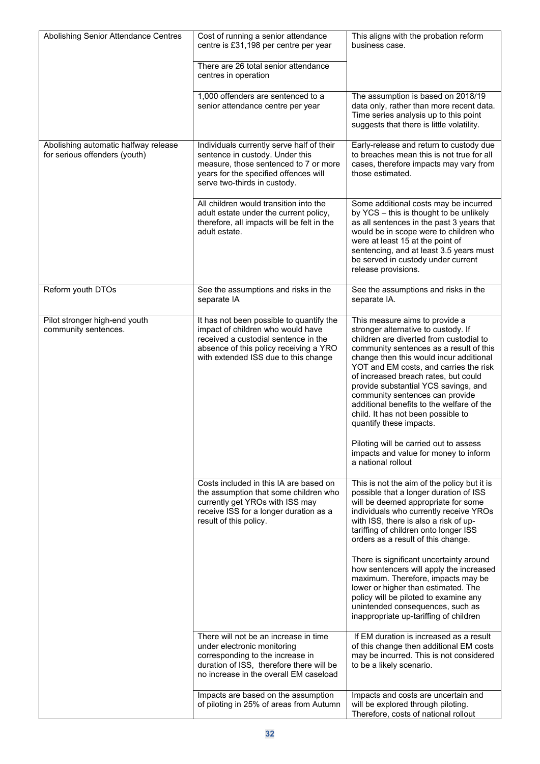| | | |
|---|---|---|
| Abolishing Senior Attendance Centres | Cost of running a senior attendance centre is £31,198 per centre per year | This aligns with the probation reform business case. |
| | There are 26 total senior attendance centres in operation | |
| | 1,000 offenders are sentenced to a senior attendance centre per year | The assumption is based on 2018/19 data only, rather than more recent data. Time series analysis up to this point suggests that there is little volatility. |
| Abolishing automatic halfway release for serious offenders (youth) | Individuals currently serve half of their sentence in custody. Under this measure, those sentenced to 7 or more years for the specified offences will serve two-thirds in custody. | Early-release and return to custody due to breaches mean this is not true for all cases, therefore impacts may vary from those estimated. |
| | All children would transition into the adult estate under the current policy, therefore, all impacts will be felt in the adult estate. | Some additional costs may be incurred by YCS – this is thought to be unlikely as all sentences in the past 3 years that would be in scope were to children who were at least 15 at the point of sentencing, and at least 3.5 years must be served in custody under current release provisions. |
| Reform youth DTOs | See the assumptions and risks in the separate IA | See the assumptions and risks in the separate IA. |
| Pilot stronger high-end youth community sentences. | It has not been possible to quantify the impact of children who would have received a custodial sentence in the absence of this policy receiving a YRO with extended ISS due to this change | This measure aims to provide a stronger alternative to custody. If children are diverted from custodial to community sentences as a result of this change then this would incur additional YOT and EM costs, and carries the risk of increased breach rates, but could provide substantial YCS savings, and community sentences can provide additional benefits to the welfare of the child. It has not been possible to quantify these impacts.<br><br>Piloting will be carried out to assess impacts and value for money to inform a national rollout |
| | Costs included in this IA are based on the assumption that some children who currently get YROs with ISS may receive ISS for a longer duration as a result of this policy. | This is not the aim of the policy but it is possible that a longer duration of ISS will be deemed appropriate for some individuals who currently receive YROs with ISS, there is also a risk of up-tariffing of children onto longer ISS orders as a result of this change.<br><br>There is significant uncertainty around how sentencers will apply the increased maximum. Therefore, impacts may be lower or higher than estimated. The policy will be piloted to examine any unintended consequences, such as inappropriate up-tariffing of children |
| | There will not be an increase in time under electronic monitoring corresponding to the increase in duration of ISS, therefore there will be no increase in the overall EM caseload | If EM duration is increased as a result of this change then additional EM costs may be incurred. This is not considered to be a likely scenario. |
| | Impacts are based on the assumption of piloting in 25% of areas from Autumn | Impacts and costs are uncertain and will be explored through piloting. Therefore, costs of national rollout |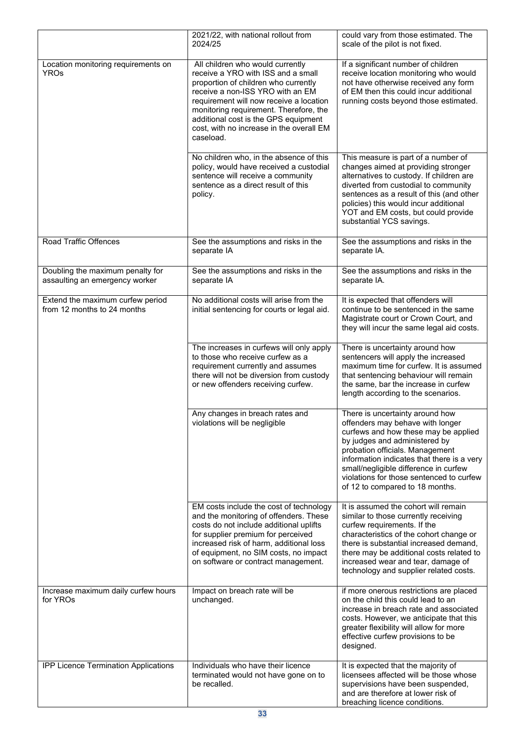| | | |
|---|---|---|
| | 2021/22, with national rollout from 2024/25 | could vary from those estimated. The scale of the pilot is not fixed. |
| Location monitoring requirements on YROs | All children who would currently receive a YRO with ISS and a small proportion of children who currently receive a non-ISS YRO with an EM requirement will now receive a location monitoring requirement. Therefore, the additional cost is the GPS equipment cost, with no increase in the overall EM caseload. | If a significant number of children receive location monitoring who would not have otherwise received any form of EM then this could incur additional running costs beyond those estimated. |
| | No children who, in the absence of this policy, would have received a custodial sentence will receive a community sentence as a direct result of this policy. | This measure is part of a number of changes aimed at providing stronger alternatives to custody. If children are diverted from custodial to community sentences as a result of this (and other policies) this would incur additional YOT and EM costs, but could provide substantial YCS savings. |
| Road Traffic Offences | See the assumptions and risks in the separate IA | See the assumptions and risks in the separate IA. |
| Doubling the maximum penalty for assaulting an emergency worker | See the assumptions and risks in the separate IA | See the assumptions and risks in the separate IA. |
| Extend the maximum curfew period from 12 months to 24 months | No additional costs will arise from the initial sentencing for courts or legal aid. | It is expected that offenders will continue to be sentenced in the same Magistrate court or Crown Court, and they will incur the same legal aid costs. |
| | The increases in curfews will only apply to those who receive curfew as a requirement currently and assumes there will not be diversion from custody or new offenders receiving curfew. | There is uncertainty around how sentencers will apply the increased maximum time for curfew. It is assumed that sentencing behaviour will remain the same, bar the increase in curfew length according to the scenarios. |
| | Any changes in breach rates and violations will be negligible | There is uncertainty around how offenders may behave with longer curfews and how these may be applied by judges and administered by probation officials. Management information indicates that there is a very small/negligible difference in curfew violations for those sentenced to curfew of 12 to compared to 18 months. |
| | EM costs include the cost of technology and the monitoring of offenders. These costs do not include additional uplifts for supplier premium for perceived increased risk of harm, additional loss of equipment, no SIM costs, no impact on software or contract management. | It is assumed the cohort will remain similar to those currently receiving curfew requirements. If the characteristics of the cohort change or there is substantial increased demand, there may be additional costs related to increased wear and tear, damage of technology and supplier related costs. |
| Increase maximum daily curfew hours for YROs | Impact on breach rate will be unchanged. | if more onerous restrictions are placed on the child this could lead to an increase in breach rate and associated costs. However, we anticipate that this greater flexibility will allow for more effective curfew provisions to be designed. |
| IPP Licence Termination Applications | Individuals who have their licence terminated would not have gone on to be recalled. | It is expected that the majority of licensees affected will be those whose supervisions have been suspended, and are therefore at lower risk of breaching licence conditions. |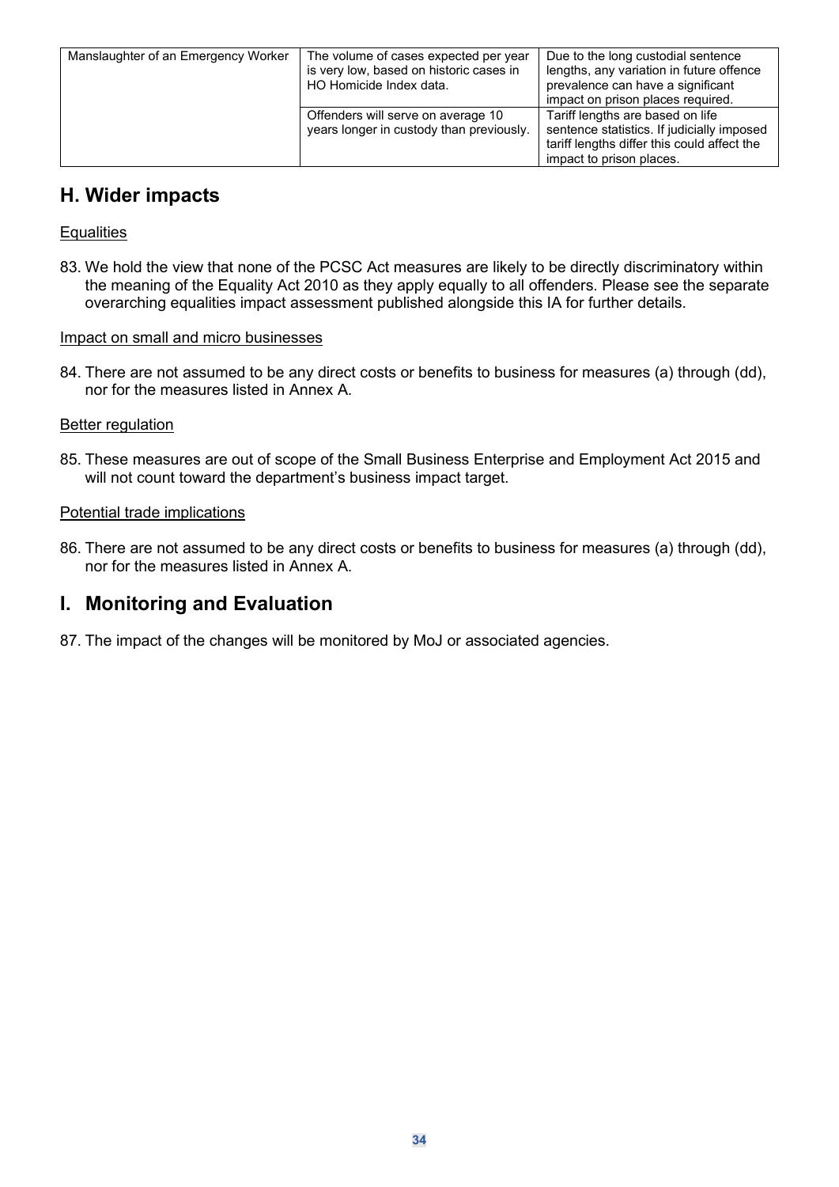| | | |
|---|---|---|
| Manslaughter of an Emergency Worker | The volume of cases expected per year is very low, based on historic cases in HO Homicide Index data. | Due to the long custodial sentence lengths, any variation in future offence prevalence can have a significant impact on prison places required. |
| | Offenders will serve on average 10 years longer in custody than previously. | Tariff lengths are based on life sentence statistics. If judicially imposed tariff lengths differ this could affect the impact to prison places. |

## H. Wider impacts

Equalities

83. We hold the view that none of the PCSC Act measures are likely to be directly discriminatory within the meaning of the Equality Act 2010 as they apply equally to all offenders. Please see the separate overarching equalities impact assessment published alongside this IA for further details.

Impact on small and micro businesses

84. There are not assumed to be any direct costs or benefits to business for measures (a) through (dd), nor for the measures listed in Annex A.

Better regulation

85. These measures are out of scope of the Small Business Enterprise and Employment Act 2015 and will not count toward the department's business impact target.

Potential trade implications

86. There are not assumed to be any direct costs or benefits to business for measures (a) through (dd), nor for the measures listed in Annex A.

## I. Monitoring and Evaluation

87. The impact of the changes will be monitored by MoJ or associated agencies.